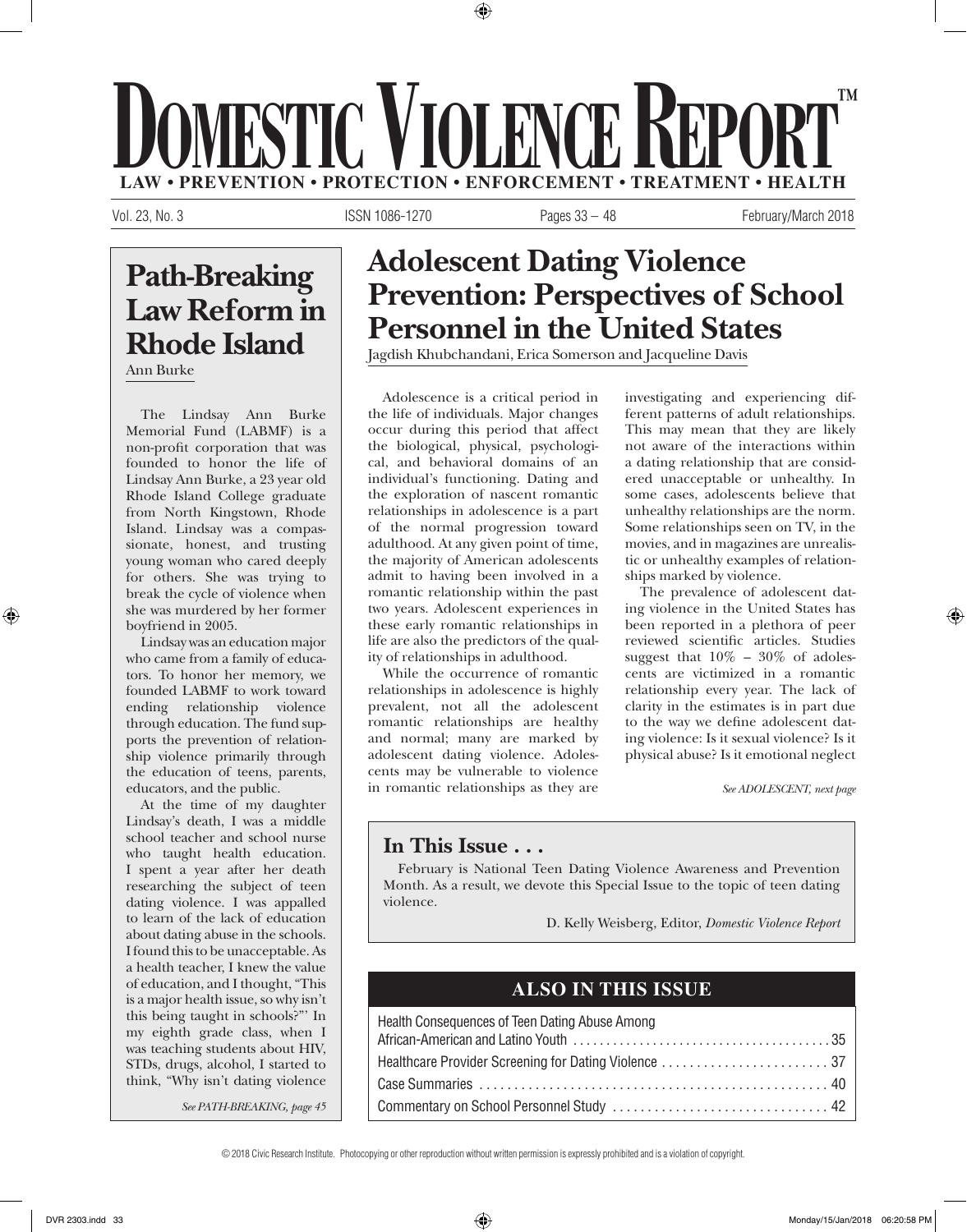# DOMESTIC VIOLENCE REPORT™

**LAW • PREVENTION • PROTECTION • ENFORCEMENT • TREATMENT • HEALTH**

Vol. 23, No. 3 ISSN 1086-1270 Pages 33 – 48 February/March 2018

## Adolescent Dating Violence Prevention: Perspectives of School Personnel in the United States

Jagdish Khubchandani, Erica Somerson and Jacqueline Davis

Adolescence is a critical period in the life of individuals. Major changes occur during this period that affect the biological, physical, psychological, and behavioral domains of an individual's functioning. Dating and the exploration of nascent romantic relationships in adolescence is a part of the normal progression toward adulthood. At any given point of time, the majority of American adolescents admit to having been involved in a romantic relationship within the past two years. Adolescent experiences in these early romantic relationships in life are also the predictors of the quality of relationships in adulthood.

While the occurrence of romantic relationships in adolescence is highly prevalent, not all the adolescent romantic relationships are healthy and normal; many are marked by adolescent dating violence. Adolescents may be vulnerable to violence in romantic relationships as they are investigating and experiencing different patterns of adult relationships. This may mean that they are likely not aware of the interactions within a dating relationship that are considered unacceptable or unhealthy. In some cases, adolescents believe that unhealthy relationships are the norm. Some relationships seen on TV, in the movies, and in magazines are unrealistic or unhealthy examples of relationships marked by violence.

The prevalence of adolescent dating violence in the United States has been reported in a plethora of peer reviewed scientific articles. Studies suggest that 10% – 30% of adolescents are victimized in a romantic relationship every year. The lack of clarity in the estimates is in part due to the way we define adolescent dating violence: Is it sexual violence? Is it physical abuse? Is it emotional neglect

*See ADOLESCENT, next page*

## Path-Breaking Law Reform in Rhode Island

Ann Burke

The Lindsay Ann Burke Memorial Fund (LABMF) is a non-profit corporation that was founded to honor the life of Lindsay Ann Burke, a 23 year old Rhode Island College graduate from North Kingstown, Rhode Island. Lindsay was a compassionate, honest, and trusting young woman who cared deeply for others. She was trying to break the cycle of violence when she was murdered by her former boyfriend in 2005.

Lindsay was an education major who came from a family of educators. To honor her memory, we founded LABMF to work toward ending relationship violence through education. The fund supports the prevention of relationship violence primarily through the education of teens, parents, educators, and the public.

At the time of my daughter Lindsay's death, I was a middle school teacher and school nurse who taught health education. I spent a year after her death researching the subject of teen dating violence. I was appalled to learn of the lack of education about dating abuse in the schools. I found this to be unacceptable. As a health teacher, I knew the value of education, and I thought, "This is a major health issue, so why isn't this being taught in schools?"' In my eighth grade class, when I was teaching students about HIV, STDs, drugs, alcohol, I started to think, "Why isn't dating violence

*See PATH-BREAKING, page 45*

### In This Issue . . .

February is National Teen Dating Violence Awareness and Prevention Month. As a result, we devote this Special Issue to the topic of teen dating violence.

D. Kelly Weisberg, Editor, *Domestic Violence Report*

### ALSO IN THIS ISSUE

| | |
|---|---|
| Health Consequences of Teen Dating Abuse Among African-American and Latino Youth | 35 |
| Healthcare Provider Screening for Dating Violence | 37 |
| Case Summaries | 40 |
| Commentary on School Personnel Study | 42 |

© 2018 Civic Research Institute. Photocopying or other reproduction without written permission is expressly prohibited and is a violation of copyright.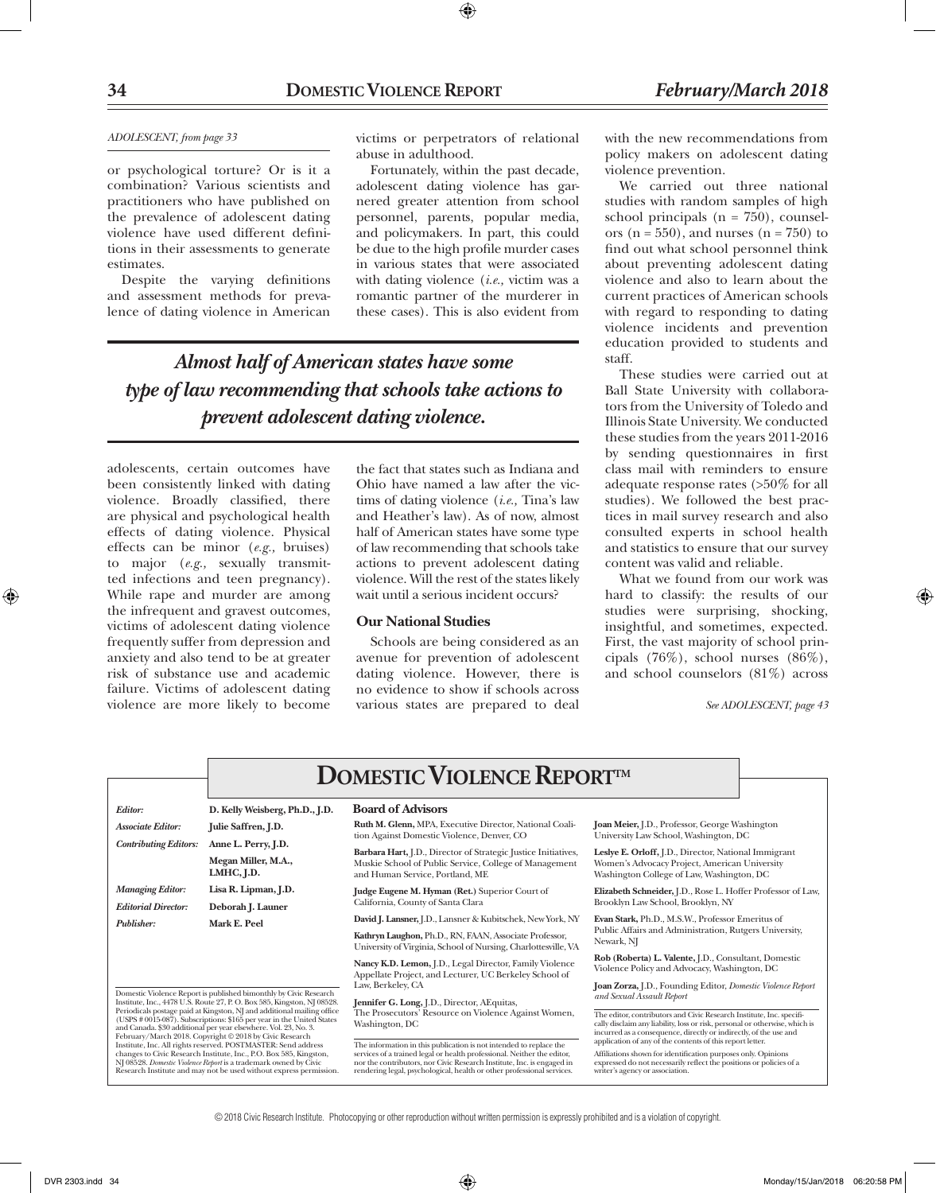*ADOLESCENT, from page 33*

or psychological torture? Or is it a combination? Various scientists and practitioners who have published on the prevalence of adolescent dating violence have used different definitions in their assessments to generate estimates.

Despite the varying definitions and assessment methods for prevalence of dating violence in American adolescents, certain outcomes have been consistently linked with dating violence. Broadly classified, there are physical and psychological health effects of dating violence. Physical effects can be minor (*e.g.,* bruises) to major (*e.g.,* sexually transmitted infections and teen pregnancy). While rape and murder are among the infrequent and gravest outcomes, victims of adolescent dating violence frequently suffer from depression and anxiety and also tend to be at greater risk of substance use and academic failure. Victims of adolescent dating violence are more likely to become victims or perpetrators of relational abuse in adulthood.

Fortunately, within the past decade, adolescent dating violence has garnered greater attention from school personnel, parents, popular media, and policymakers. In part, this could be due to the high profile murder cases in various states that were associated with dating violence (*i.e.,* victim was a romantic partner of the murderer in these cases). This is also evident from the fact that states such as Indiana and Ohio have named a law after the victims of dating violence (*i.e.,* Tina's law and Heather's law). As of now, almost half of American states have some type of law recommending that schools take actions to prevent adolescent dating violence. Will the rest of the states likely wait until a serious incident occurs?

***Almost half of American states have some type of law recommending that schools take actions to prevent adolescent dating violence.***

### Our National Studies

Schools are being considered as an avenue for prevention of adolescent dating violence. However, there is no evidence to show if schools across various states are prepared to deal with the new recommendations from policy makers on adolescent dating violence prevention.

We carried out three national studies with random samples of high school principals (n = 750), counselors (n = 550), and nurses (n = 750) to find out what school personnel think about preventing adolescent dating violence and also to learn about the current practices of American schools with regard to responding to dating violence incidents and prevention education provided to students and staff.

These studies were carried out at Ball State University with collaborators from the University of Toledo and Illinois State University. We conducted these studies from the years 2011-2016 by sending questionnaires in first class mail with reminders to ensure adequate response rates (>50% for all studies). We followed the best practices in mail survey research and also consulted experts in school health and statistics to ensure that our survey content was valid and reliable.

What we found from our work was hard to classify: the results of our studies were surprising, shocking, insightful, and sometimes, expected. First, the vast majority of school principals (76%), school nurses (86%), and school counselors (81%) across

*See ADOLESCENT, page 43*

## DOMESTIC VIOLENCE REPORT™

| | |
|---|---|
| *Editor:* | **D. Kelly Weisberg, Ph.D., J.D.** |
| *Associate Editor:* | **Julie Saffren, J.D.** |
| *Contributing Editors:* | **Anne L. Perry, J.D.** |
| | **Megan Miller, M.A., LMHC, J.D.** |
| *Managing Editor:* | **Lisa R. Lipman, J.D.** |
| *Editorial Director:* | **Deborah J. Launer** |
| *Publisher:* | **Mark E. Peel** |

Domestic Violence Report is published bimonthly by Civic Research Institute, Inc., 4478 U.S. Route 27, P. O. Box 585, Kingston, NJ 08528. Periodicals postage paid at Kingston, NJ and additional mailing office (USPS # 0015-087). Subscriptions: $165 per year in the United States and Canada. $30 additional per year elsewhere. Vol. 23, No. 3. February/March 2018. Copyright © 2018 by Civic Research Institute, Inc. All rights reserved. POSTMASTER: Send address changes to Civic Research Institute, Inc., P.O. Box 585, Kingston, NJ 08528. *Domestic Violence Report* is a trademark owned by Civic Research Institute and may not be used without express permission.

**Board of Advisors**

**Ruth M. Glenn,** MPA, Executive Director, National Coalition Against Domestic Violence, Denver, CO

**Barbara Hart,** J.D., Director of Strategic Justice Initiatives, Muskie School of Public Service, College of Management and Human Service, Portland, ME

**Judge Eugene M. Hyman (Ret.)** Superior Court of California, County of Santa Clara

**David J. Lansner,** J.D., Lansner & Kubitschek, New York, NY

**Kathryn Laughon,** Ph.D., RN, FAAN, Associate Professor, University of Virginia, School of Nursing, Charlottesville, VA

**Nancy K.D. Lemon,** J.D., Legal Director, Family Violence Appellate Project, and Lecturer, UC Berkeley School of Law, Berkeley, CA

**Jennifer G. Long,** J.D., Director, AEquitas, The Prosecutors' Resource on Violence Against Women, Washington, DC

**Joan Meier,** J.D., Professor, George Washington University Law School, Washington, DC

**Leslye E. Orloff,** J.D., Director, National Immigrant Women's Advocacy Project, American University Washington College of Law, Washington, DC

**Elizabeth Schneider,** J.D., Rose L. Hoffer Professor of Law, Brooklyn Law School, Brooklyn, NY

**Evan Stark,** Ph.D., M.S.W., Professor Emeritus of Public Affairs and Administration, Rutgers University, Newark, NJ

**Rob (Roberta) L. Valente,** J.D., Consultant, Domestic Violence Policy and Advocacy, Washington, DC

**Joan Zorza,** J.D., Founding Editor, *Domestic Violence Report and Sexual Assault Report*

The information in this publication is not intended to replace the services of a trained legal or health professional. Neither the editor, nor the contributors, nor Civic Research Institute, Inc. is engaged in rendering legal, psychological, health or other professional services.

The editor, contributors and Civic Research Institute, Inc. specifically disclaim any liability, loss or risk, personal or otherwise, which is incurred as a consequence, directly or indirectly, of the use and application of any of the contents of this report letter.

Affiliations shown for identification purposes only. Opinions expressed do not necessarily reflect the positions or policies of a writer's agency or association.

© 2018 Civic Research Institute. Photocopying or other reproduction without written permission is expressly prohibited and is a violation of copyright.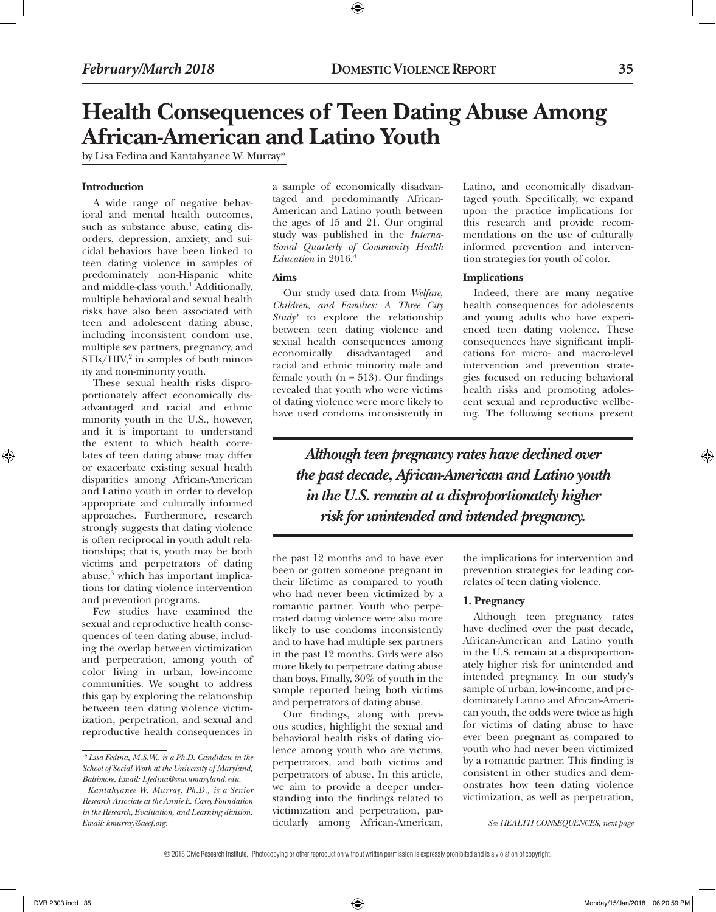# Health Consequences of Teen Dating Abuse Among African-American and Latino Youth

by Lisa Fedina and Kantahyanee W. Murray*

### Introduction

A wide range of negative behavioral and mental health outcomes, such as substance abuse, eating disorders, depression, anxiety, and suicidal behaviors have been linked to teen dating violence in samples of predominately non-Hispanic white and middle-class youth.[1] Additionally, multiple behavioral and sexual health risks have also been associated with teen and adolescent dating abuse, including inconsistent condom use, multiple sex partners, pregnancy, and STIs/HIV,[2] in samples of both minority and non-minority youth.

These sexual health risks disproportionately affect economically disadvantaged and racial and ethnic minority youth in the U.S., however, and it is important to understand the extent to which health correlates of teen dating abuse may differ or exacerbate existing sexual health disparities among African-American and Latino youth in order to develop appropriate and culturally informed approaches. Furthermore, research strongly suggests that dating violence is often reciprocal in youth adult relationships; that is, youth may be both victims and perpetrators of dating abuse,[3] which has important implications for dating violence intervention and prevention programs.

Few studies have examined the sexual and reproductive health consequences of teen dating abuse, including the overlap between victimization and perpetration, among youth of color living in urban, low-income communities. We sought to address this gap by exploring the relationship between teen dating violence victimization, perpetration, and sexual and reproductive health consequences in a sample of economically disadvantaged and predominantly African-American and Latino youth between the ages of 15 and 21. Our original study was published in the *International Quarterly of Community Health Education* in 2016.[4]

### Aims

Our study used data from *Welfare, Children, and Families: A Three City Study*[5] to explore the relationship between teen dating violence and sexual health consequences among economically disadvantaged and racial and ethnic minority male and female youth (n = 513). Our findings revealed that youth who were victims of dating violence were more likely to have used condoms inconsistently in the past 12 months and to have ever been or gotten someone pregnant in their lifetime as compared to youth who had never been victimized by a romantic partner. Youth who perpetrated dating violence were also more likely to use condoms inconsistently and to have had multiple sex partners in the past 12 months. Girls were also more likely to perpetrate dating abuse than boys. Finally, 30% of youth in the sample reported being both victims and perpetrators of dating abuse.

Our findings, along with previous studies, highlight the sexual and behavioral health risks of dating violence among youth who are victims, perpetrators, and both victims and perpetrators of abuse. In this article, we aim to provide a deeper understanding into the findings related to victimization and perpetration, particularly among African-American, Latino, and economically disadvantaged youth. Specifically, we expand upon the practice implications for this research and provide recommendations on the use of culturally informed prevention and intervention strategies for youth of color.

### Implications

Indeed, there are many negative health consequences for adolescents and young adults who have experienced teen dating violence. These consequences have significant implications for micro- and macro-level intervention and prevention strategies focused on reducing behavioral health risks and promoting adolescent sexual and reproductive wellbeing. The following sections present the implications for intervention and prevention strategies for leading correlates of teen dating violence.

> ***Although teen pregnancy rates have declined over the past decade, African-American and Latino youth in the U.S. remain at a disproportionately higher risk for unintended and intended pregnancy.***

#### 1. Pregnancy

Although teen pregnancy rates have declined over the past decade, African-American and Latino youth in the U.S. remain at a disproportionately higher risk for unintended and intended pregnancy. In our study's sample of urban, low-income, and predominately Latino and African-American youth, the odds were twice as high for victims of dating abuse to have ever been pregnant as compared to youth who had never been victimized by a romantic partner. This finding is consistent in other studies and demonstrates how teen dating violence victimization, as well as perpetration,

*See HEALTH CONSEQUENCES, next page*

---

*\* Lisa Fedina, M.S.W., is a Ph.D. Candidate in the School of Social Work at the University of Maryland, Baltimore. Email: Lfedina@ssw.umaryland.edu.*

*Kantahyanee W. Murray, Ph.D., is a Senior Research Associate at the Annie E. Casey Foundation in the Research, Evaluation, and Learning division. Email: kmurray@aecf.org.*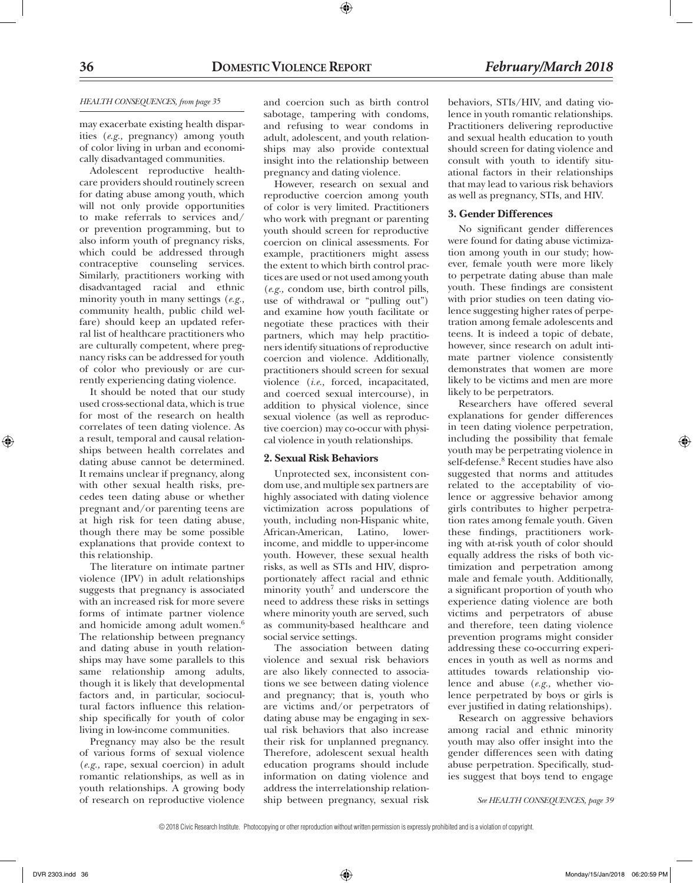*HEALTH CONSEQUENCES, from page 35*

may exacerbate existing health disparities (*e.g.,* pregnancy) among youth of color living in urban and economically disadvantaged communities.

Adolescent reproductive healthcare providers should routinely screen for dating abuse among youth, which will not only provide opportunities to make referrals to services and/or prevention programming, but to also inform youth of pregnancy risks, which could be addressed through contraceptive counseling services. Similarly, practitioners working with disadvantaged racial and ethnic minority youth in many settings (*e.g.,* community health, public child welfare) should keep an updated referral list of healthcare practitioners who are culturally competent, where pregnancy risks can be addressed for youth of color who previously or are currently experiencing dating violence.

It should be noted that our study used cross-sectional data, which is true for most of the research on health correlates of teen dating violence. As a result, temporal and causal relationships between health correlates and dating abuse cannot be determined. It remains unclear if pregnancy, along with other sexual health risks, precedes teen dating abuse or whether pregnant and/or parenting teens are at high risk for teen dating abuse, though there may be some possible explanations that provide context to this relationship.

The literature on intimate partner violence (IPV) in adult relationships suggests that pregnancy is associated with an increased risk for more severe forms of intimate partner violence and homicide among adult women.[6] The relationship between pregnancy and dating abuse in youth relationships may have some parallels to this same relationship among adults, though it is likely that developmental factors and, in particular, sociocultural factors influence this relationship specifically for youth of color living in low-income communities.

Pregnancy may also be the result of various forms of sexual violence (*e.g.,* rape, sexual coercion) in adult romantic relationships, as well as in youth relationships. A growing body of research on reproductive violence and coercion such as birth control sabotage, tampering with condoms, and refusing to wear condoms in adult, adolescent, and youth relationships may also provide contextual insight into the relationship between pregnancy and dating violence.

However, research on sexual and reproductive coercion among youth of color is very limited. Practitioners who work with pregnant or parenting youth should screen for reproductive coercion on clinical assessments. For example, practitioners might assess the extent to which birth control practices are used or not used among youth (*e.g.,* condom use, birth control pills, use of withdrawal or "pulling out") and examine how youth facilitate or negotiate these practices with their partners, which may help practitioners identify situations of reproductive coercion and violence. Additionally, practitioners should screen for sexual violence (*i.e.,* forced, incapacitated, and coerced sexual intercourse), in addition to physical violence, since sexual violence (as well as reproductive coercion) may co-occur with physical violence in youth relationships.

### 2. Sexual Risk Behaviors

Unprotected sex, inconsistent condom use, and multiple sex partners are highly associated with dating violence victimization across populations of youth, including non-Hispanic white, African-American, Latino, lower-income, and middle to upper-income youth. However, these sexual health risks, as well as STIs and HIV, disproportionately affect racial and ethnic minority youth[7] and underscore the need to address these risks in settings where minority youth are served, such as community-based healthcare and social service settings.

The association between dating violence and sexual risk behaviors are also likely connected to associations we see between dating violence and pregnancy; that is, youth who are victims and/or perpetrators of dating abuse may be engaging in sexual risk behaviors that also increase their risk for unplanned pregnancy. Therefore, adolescent sexual health education programs should include information on dating violence and address the interrelationship relationship between pregnancy, sexual risk behaviors, STIs/HIV, and dating violence in youth romantic relationships. Practitioners delivering reproductive and sexual health education to youth should screen for dating violence and consult with youth to identify situational factors in their relationships that may lead to various risk behaviors as well as pregnancy, STIs, and HIV.

### 3. Gender Differences

No significant gender differences were found for dating abuse victimization among youth in our study; however, female youth were more likely to perpetrate dating abuse than male youth. These findings are consistent with prior studies on teen dating violence suggesting higher rates of perpetration among female adolescents and teens. It is indeed a topic of debate, however, since research on adult intimate partner violence consistently demonstrates that women are more likely to be victims and men are more likely to be perpetrators.

Researchers have offered several explanations for gender differences in teen dating violence perpetration, including the possibility that female youth may be perpetrating violence in self-defense.[8] Recent studies have also suggested that norms and attitudes related to the acceptability of violence or aggressive behavior among girls contributes to higher perpetration rates among female youth. Given these findings, practitioners working with at-risk youth of color should equally address the risks of both victimization and perpetration among male and female youth. Additionally, a significant proportion of youth who experience dating violence are both victims and perpetrators of abuse and therefore, teen dating violence prevention programs might consider addressing these co-occurring experiences in youth as well as norms and attitudes towards relationship violence and abuse (*e.g.,* whether violence perpetrated by boys or girls is ever justified in dating relationships).

Research on aggressive behaviors among racial and ethnic minority youth may also offer insight into the gender differences seen with dating abuse perpetration. Specifically, studies suggest that boys tend to engage

*See HEALTH CONSEQUENCES, page 39*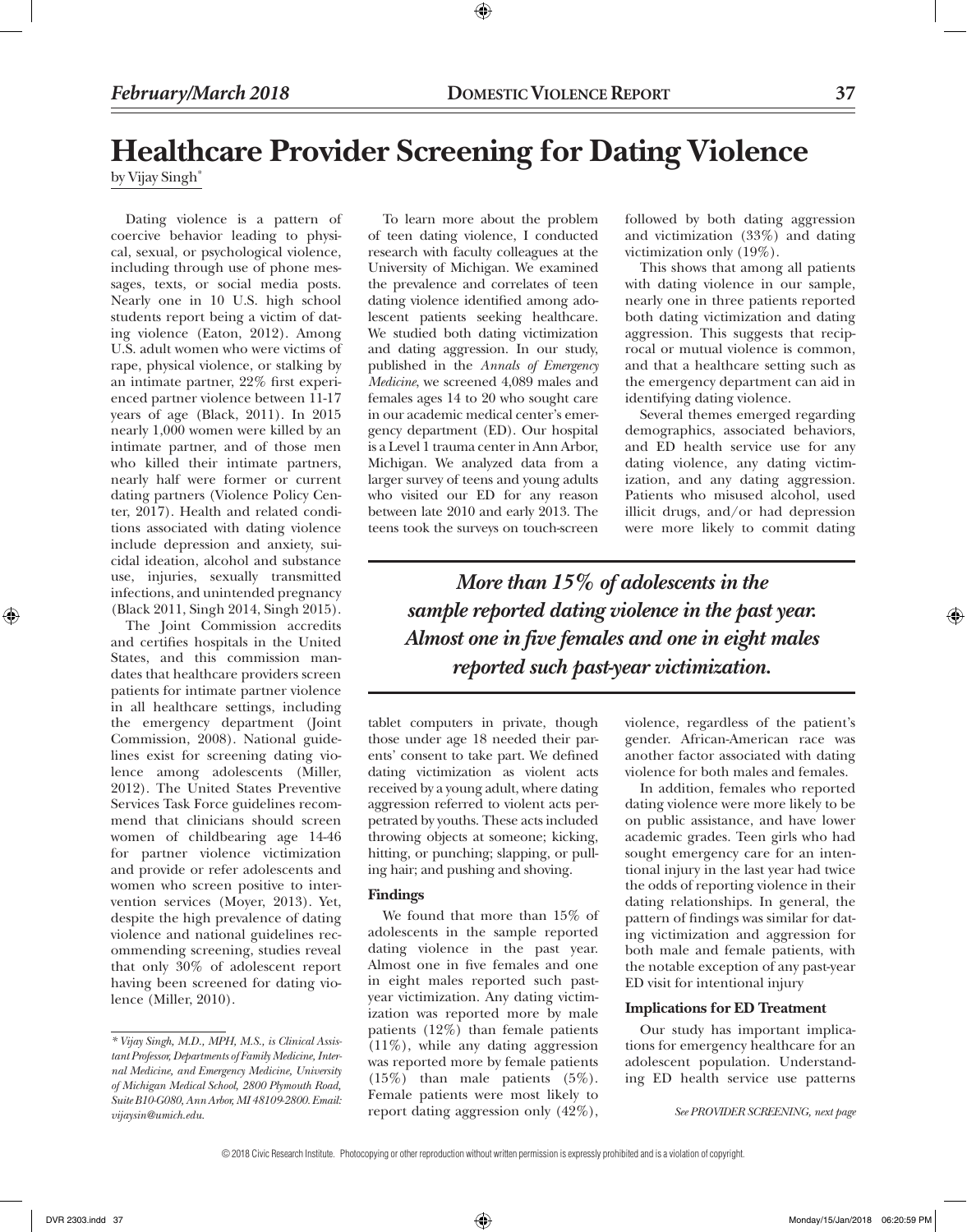# Healthcare Provider Screening for Dating Violence

by Vijay Singh*

Dating violence is a pattern of coercive behavior leading to physical, sexual, or psychological violence, including through use of phone messages, texts, or social media posts. Nearly one in 10 U.S. high school students report being a victim of dating violence (Eaton, 2012). Among U.S. adult women who were victims of rape, physical violence, or stalking by an intimate partner, 22% first experienced partner violence between 11-17 years of age (Black, 2011). In 2015 nearly 1,000 women were killed by an intimate partner, and of those men who killed their intimate partners, nearly half were former or current dating partners (Violence Policy Center, 2017). Health and related conditions associated with dating violence include depression and anxiety, suicidal ideation, alcohol and substance use, injuries, sexually transmitted infections, and unintended pregnancy (Black 2011, Singh 2014, Singh 2015).

The Joint Commission accredits and certifies hospitals in the United States, and this commission mandates that healthcare providers screen patients for intimate partner violence in all healthcare settings, including the emergency department (Joint Commission, 2008). National guidelines exist for screening dating violence among adolescents (Miller, 2012). The United States Preventive Services Task Force guidelines recommend that clinicians should screen women of childbearing age 14-46 for partner violence victimization and provide or refer adolescents and women who screen positive to intervention services (Moyer, 2013). Yet, despite the high prevalence of dating violence and national guidelines recommending screening, studies reveal that only 30% of adolescent report having been screened for dating violence (Miller, 2010).

To learn more about the problem of teen dating violence, I conducted research with faculty colleagues at the University of Michigan. We examined the prevalence and correlates of teen dating violence identified among adolescent patients seeking healthcare. We studied both dating victimization and dating aggression. In our study, published in the *Annals of Emergency Medicine*, we screened 4,089 males and females ages 14 to 20 who sought care in our academic medical center's emergency department (ED). Our hospital is a Level 1 trauma center in Ann Arbor, Michigan. We analyzed data from a larger survey of teens and young adults who visited our ED for any reason between late 2010 and early 2013. The teens took the surveys on touch-screen tablet computers in private, though those under age 18 needed their parents' consent to take part. We defined dating victimization as violent acts received by a young adult, where dating aggression referred to violent acts perpetrated by youths. These acts included throwing objects at someone; kicking, hitting, or punching; slapping, or pulling hair; and pushing and shoving.

## Findings

We found that more than 15% of adolescents in the sample reported dating violence in the past year. Almost one in five females and one in eight males reported such past-year victimization. Any dating victimization was reported more by male patients (12%) than female patients (11%), while any dating aggression was reported more by female patients (15%) than male patients (5%). Female patients were most likely to report dating aggression only (42%), followed by both dating aggression and victimization (33%) and dating victimization only (19%).

This shows that among all patients with dating violence in our sample, nearly one in three patients reported both dating victimization and dating aggression. This suggests that reciprocal or mutual violence is common, and that a healthcare setting such as the emergency department can aid in identifying dating violence.

*More than 15% of adolescents in the sample reported dating violence in the past year. Almost one in five females and one in eight males reported such past-year victimization.*

Several themes emerged regarding demographics, associated behaviors, and ED health service use for any dating violence, any dating victimization, and any dating aggression. Patients who misused alcohol, used illicit drugs, and/or had depression were more likely to commit dating violence, regardless of the patient's gender. African-American race was another factor associated with dating violence for both males and females.

In addition, females who reported dating violence were more likely to be on public assistance, and have lower academic grades. Teen girls who had sought emergency care for an intentional injury in the last year had twice the odds of reporting violence in their dating relationships. In general, the pattern of findings was similar for dating victimization and aggression for both male and female patients, with the notable exception of any past-year ED visit for intentional injury

## Implications for ED Treatment

Our study has important implications for emergency healthcare for an adolescent population. Understanding ED health service use patterns

*See PROVIDER SCREENING, next page*

---

*\* Vijay Singh, M.D., MPH, M.S., is Clinical Assistant Professor, Departments of Family Medicine, Internal Medicine, and Emergency Medicine, University of Michigan Medical School, 2800 Plymouth Road, Suite B10-G080, Ann Arbor, MI 48109-2800. Email: vijaysin@umich.edu.*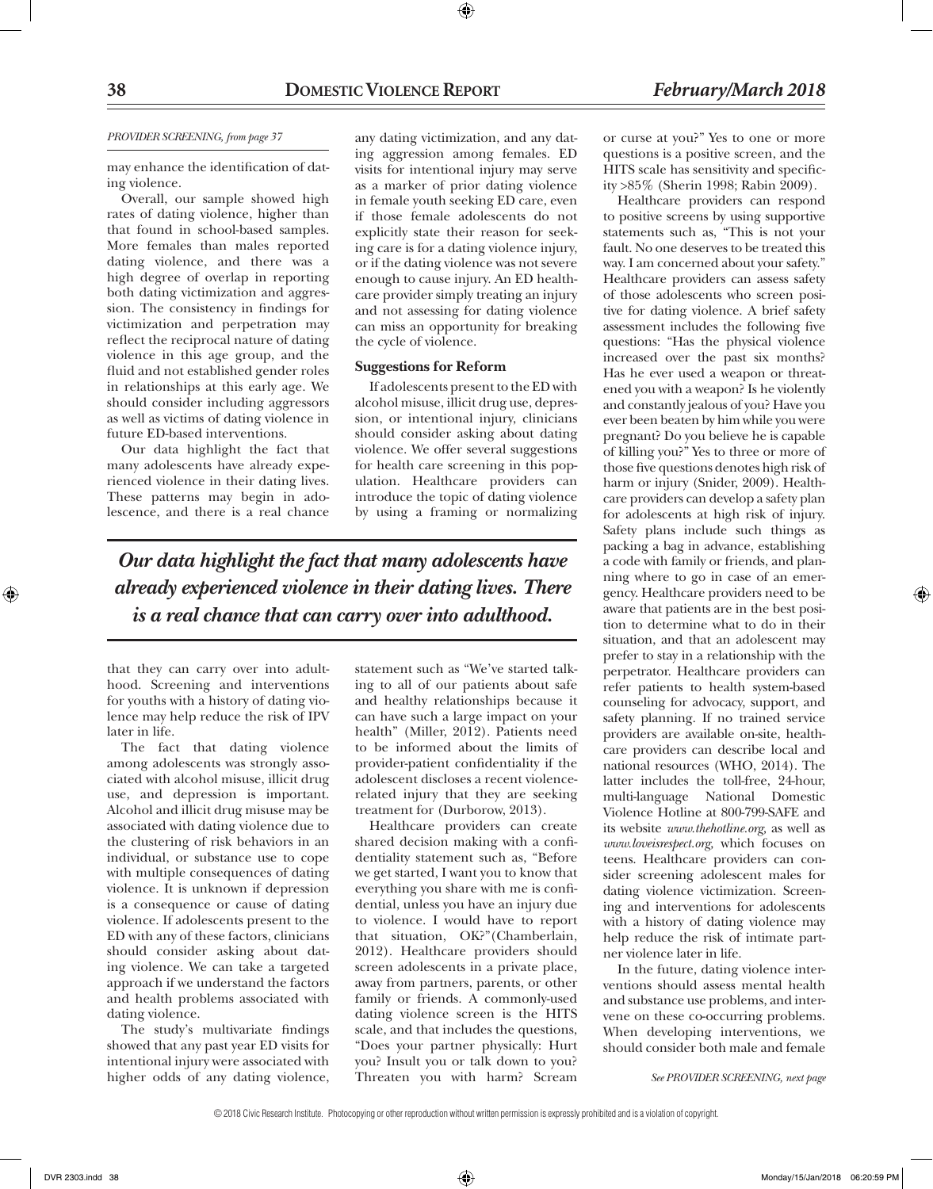*PROVIDER SCREENING, from page 37*

may enhance the identification of dating violence.

Overall, our sample showed high rates of dating violence, higher than that found in school-based samples. More females than males reported dating violence, and there was a high degree of overlap in reporting both dating victimization and aggression. The consistency in findings for victimization and perpetration may reflect the reciprocal nature of dating violence in this age group, and the fluid and not established gender roles in relationships at this early age. We should consider including aggressors as well as victims of dating violence in future ED-based interventions.

Our data highlight the fact that many adolescents have already experienced violence in their dating lives. These patterns may begin in adolescence, and there is a real chance that they can carry over into adulthood. Screening and interventions for youths with a history of dating violence may help reduce the risk of IPV later in life.

The fact that dating violence among adolescents was strongly associated with alcohol misuse, illicit drug use, and depression is important. Alcohol and illicit drug misuse may be associated with dating violence due to the clustering of risk behaviors in an individual, or substance use to cope with multiple consequences of dating violence. It is unknown if depression is a consequence or cause of dating violence. If adolescents present to the ED with any of these factors, clinicians should consider asking about dating violence. We can take a targeted approach if we understand the factors and health problems associated with dating violence.

The study's multivariate findings showed that any past year ED visits for intentional injury were associated with higher odds of any dating violence, any dating victimization, and any dating aggression among females. ED visits for intentional injury may serve as a marker of prior dating violence in female youth seeking ED care, even if those female adolescents do not explicitly state their reason for seeking care is for a dating violence injury, or if the dating violence was not severe enough to cause injury. An ED healthcare provider simply treating an injury and not assessing for dating violence can miss an opportunity for breaking the cycle of violence.

***Our data highlight the fact that many adolescents have already experienced violence in their dating lives. There is a real chance that can carry over into adulthood.***

**Suggestions for Reform**

If adolescents present to the ED with alcohol misuse, illicit drug use, depression, or intentional injury, clinicians should consider asking about dating violence. We offer several suggestions for health care screening in this population. Healthcare providers can introduce the topic of dating violence by using a framing or normalizing statement such as "We've started talking to all of our patients about safe and healthy relationships because it can have such a large impact on your health" (Miller, 2012). Patients need to be informed about the limits of provider-patient confidentiality if the adolescent discloses a recent violence-related injury that they are seeking treatment for (Durborow, 2013).

Healthcare providers can create shared decision making with a confidentiality statement such as, "Before we get started, I want you to know that everything you share with me is confidential, unless you have an injury due to violence. I would have to report that situation, OK?"(Chamberlain, 2012). Healthcare providers should screen adolescents in a private place, away from partners, parents, or other family or friends. A commonly-used dating violence screen is the HITS scale, and that includes the questions, "Does your partner physically: Hurt you? Insult you or talk down to you? Threaten you with harm? Scream or curse at you?" Yes to one or more questions is a positive screen, and the HITS scale has sensitivity and specificity >85% (Sherin 1998; Rabin 2009).

Healthcare providers can respond to positive screens by using supportive statements such as, "This is not your fault. No one deserves to be treated this way. I am concerned about your safety." Healthcare providers can assess safety of those adolescents who screen positive for dating violence. A brief safety assessment includes the following five questions: "Has the physical violence increased over the past six months? Has he ever used a weapon or threatened you with a weapon? Is he violently and constantly jealous of you? Have you ever been beaten by him while you were pregnant? Do you believe he is capable of killing you?" Yes to three or more of those five questions denotes high risk of harm or injury (Snider, 2009). Healthcare providers can develop a safety plan for adolescents at high risk of injury. Safety plans include such things as packing a bag in advance, establishing a code with family or friends, and planning where to go in case of an emergency. Healthcare providers need to be aware that patients are in the best position to determine what to do in their situation, and that an adolescent may prefer to stay in a relationship with the perpetrator. Healthcare providers can refer patients to health system-based counseling for advocacy, support, and safety planning. If no trained service providers are available on-site, healthcare providers can describe local and national resources (WHO, 2014). The latter includes the toll-free, 24-hour, multi-language National Domestic Violence Hotline at 800-799-SAFE and its website *www.thehotline.org*, as well as *www.loveisrespect.org*, which focuses on teens. Healthcare providers can consider screening adolescent males for dating violence victimization. Screening and interventions for adolescents with a history of dating violence may help reduce the risk of intimate partner violence later in life.

In the future, dating violence interventions should assess mental health and substance use problems, and intervene on these co-occurring problems. When developing interventions, we should consider both male and female

*See PROVIDER SCREENING, next page*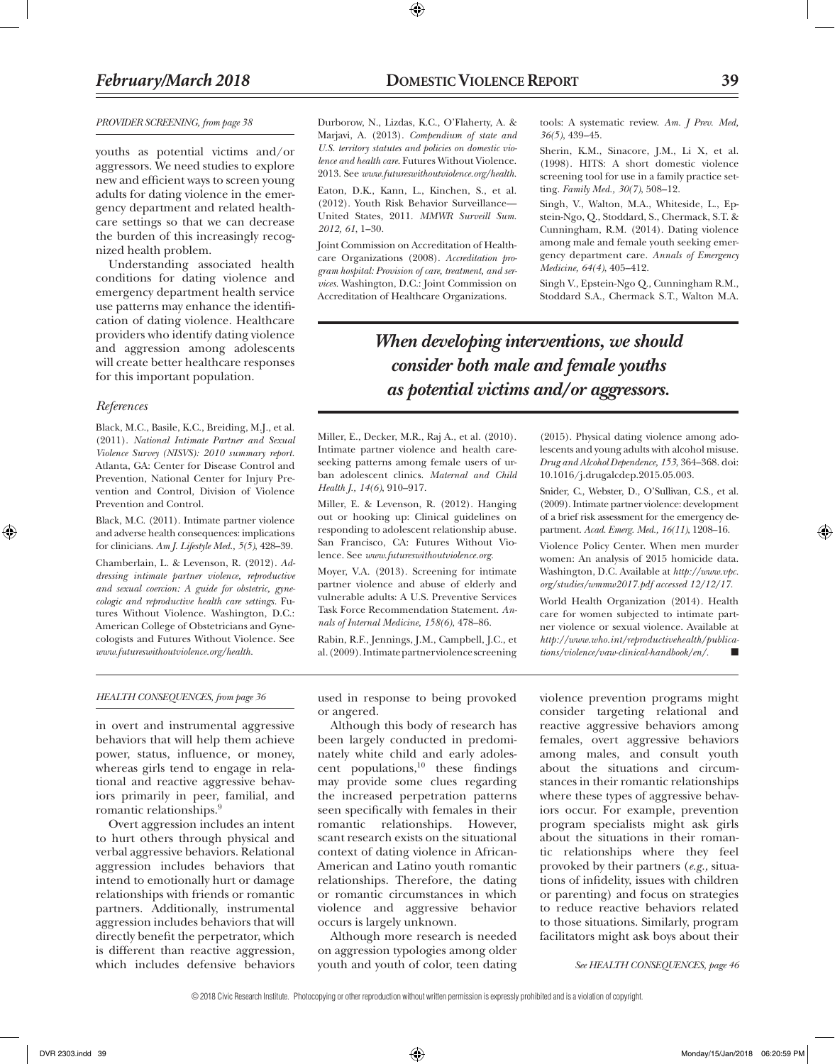*PROVIDER SCREENING, from page 38*

youths as potential victims and/or aggressors. We need studies to explore new and efficient ways to screen young adults for dating violence in the emergency department and related healthcare settings so that we can decrease the burden of this increasingly recognized health problem.

Understanding associated health conditions for dating violence and emergency department health service use patterns may enhance the identification of dating violence. Healthcare providers who identify dating violence and aggression among adolescents will create better healthcare responses for this important population.

### *References*

Black, M.C., Basile, K.C., Breiding, M.J., et al. (2011). *National Intimate Partner and Sexual Violence Survey (NISVS): 2010 summary report.* Atlanta, GA: Center for Disease Control and Prevention, National Center for Injury Prevention and Control, Division of Violence Prevention and Control.

Black, M.C. (2011). Intimate partner violence and adverse health consequences: implications for clinicians. *Am J. Lifestyle Med., 5(5)*, 428–39.

Chamberlain, L. & Levenson, R. (2012). *Addressing intimate partner violence, reproductive and sexual coercion: A guide for obstetric, gynecologic and reproductive health care settings.* Futures Without Violence. Washington, D.C.: American College of Obstetricians and Gynecologists and Futures Without Violence. See *www.futureswithoutviolence.org/health.*

Durborow, N., Lizdas, K.C., O'Flaherty, A. & Marjavi, A. (2013). *Compendium of state and U.S. territory statutes and policies on domestic violence and health care.* Futures Without Violence. 2013. See *www.futureswithoutviolence.org/health.*

Eaton, D.K., Kann, L., Kinchen, S., et al. (2012). Youth Risk Behavior Surveillance—United States, 2011. *MMWR Surveill Sum. 2012, 61*, 1–30.

Joint Commission on Accreditation of Healthcare Organizations (2008). *Accreditation program hospital: Provision of care, treatment, and services.* Washington, D.C.: Joint Commission on Accreditation of Healthcare Organizations.

Miller, E., Decker, M.R., Raj A., et al. (2010). Intimate partner violence and health careseeking patterns among female users of urban adolescent clinics. *Maternal and Child Health J., 14(6)*, 910–917.

Miller, E. & Levenson, R. (2012). Hanging out or hooking up: Clinical guidelines on responding to adolescent relationship abuse. San Francisco, CA: Futures Without Violence. See *www.futureswithoutviolence.org.*

Moyer, V.A. (2013). Screening for intimate partner violence and abuse of elderly and vulnerable adults: A U.S. Preventive Services Task Force Recommendation Statement. *Annals of Internal Medicine, 158(6)*, 478–86.

Rabin, R.F., Jennings, J.M., Campbell, J.C., et al. (2009). Intimate partner violence screening tools: A systematic review. *Am. J Prev. Med, 36(5)*, 439–45.

Sherin, K.M., Sinacore, J.M., Li X, et al. (1998). HITS: A short domestic violence screening tool for use in a family practice setting. *Family Med., 30(7)*, 508–12.

Singh, V., Walton, M.A., Whiteside, L., Epstein-Ngo, Q., Stoddard, S., Chermack, S.T. & Cunningham, R.M. (2014). Dating violence among male and female youth seeking emergency department care. *Annals of Emergency Medicine, 64(4)*, 405–412.

Singh V., Epstein-Ngo Q., Cunningham R.M., Stoddard S.A., Chermack S.T., Walton M.A. (2015). Physical dating violence among adolescents and young adults with alcohol misuse. *Drug and Alcohol Dependence, 153*, 364–368. doi: 10.1016/j.drugalcdep.2015.05.003.

Snider, C., Webster, D., O'Sullivan, C.S., et al. (2009). Intimate partner violence: development of a brief risk assessment for the emergency department. *Acad. Emerg. Med., 16(11)*, 1208–16.

Violence Policy Center. When men murder women: An analysis of 2015 homicide data. Washington, D.C. Available at *http://www.vpc.org/studies/wmmw2017.pdf accessed 12/12/17.*

World Health Organization (2014). Health care for women subjected to intimate partner violence or sexual violence. Available at *http://www.who.int/reproductivehealth/publications/violence/vaw-clinical-handbook/en/.* ■

***When developing interventions, we should consider both male and female youths as potential victims and/or aggressors.***

*HEALTH CONSEQUENCES, from page 36*

in overt and instrumental aggressive behaviors that will help them achieve power, status, influence, or money, whereas girls tend to engage in relational and reactive aggressive behaviors primarily in peer, familial, and romantic relationships.[9]

Overt aggression includes an intent to hurt others through physical and verbal aggressive behaviors. Relational aggression includes behaviors that intend to emotionally hurt or damage relationships with friends or romantic partners. Additionally, instrumental aggression includes behaviors that will directly benefit the perpetrator, which is different than reactive aggression, which includes defensive behaviors used in response to being provoked or angered.

Although this body of research has been largely conducted in predominately white child and early adolescent populations,[10] these findings may provide some clues regarding the increased perpetration patterns seen specifically with females in their romantic relationships. However, scant research exists on the situational context of dating violence in African-American and Latino youth romantic relationships. Therefore, the dating or romantic circumstances in which violence and aggressive behavior occurs is largely unknown.

Although more research is needed on aggression typologies among older youth and youth of color, teen dating violence prevention programs might consider targeting relational and reactive aggressive behaviors among females, overt aggressive behaviors among males, and consult youth about the situations and circumstances in their romantic relationships where these types of aggressive behaviors occur. For example, prevention program specialists might ask girls about the situations in their romantic relationships where they feel provoked by their partners (*e.g.*, situations of infidelity, issues with children or parenting) and focus on strategies to reduce reactive behaviors related to those situations. Similarly, program facilitators might ask boys about their

*See HEALTH CONSEQUENCES, page 46*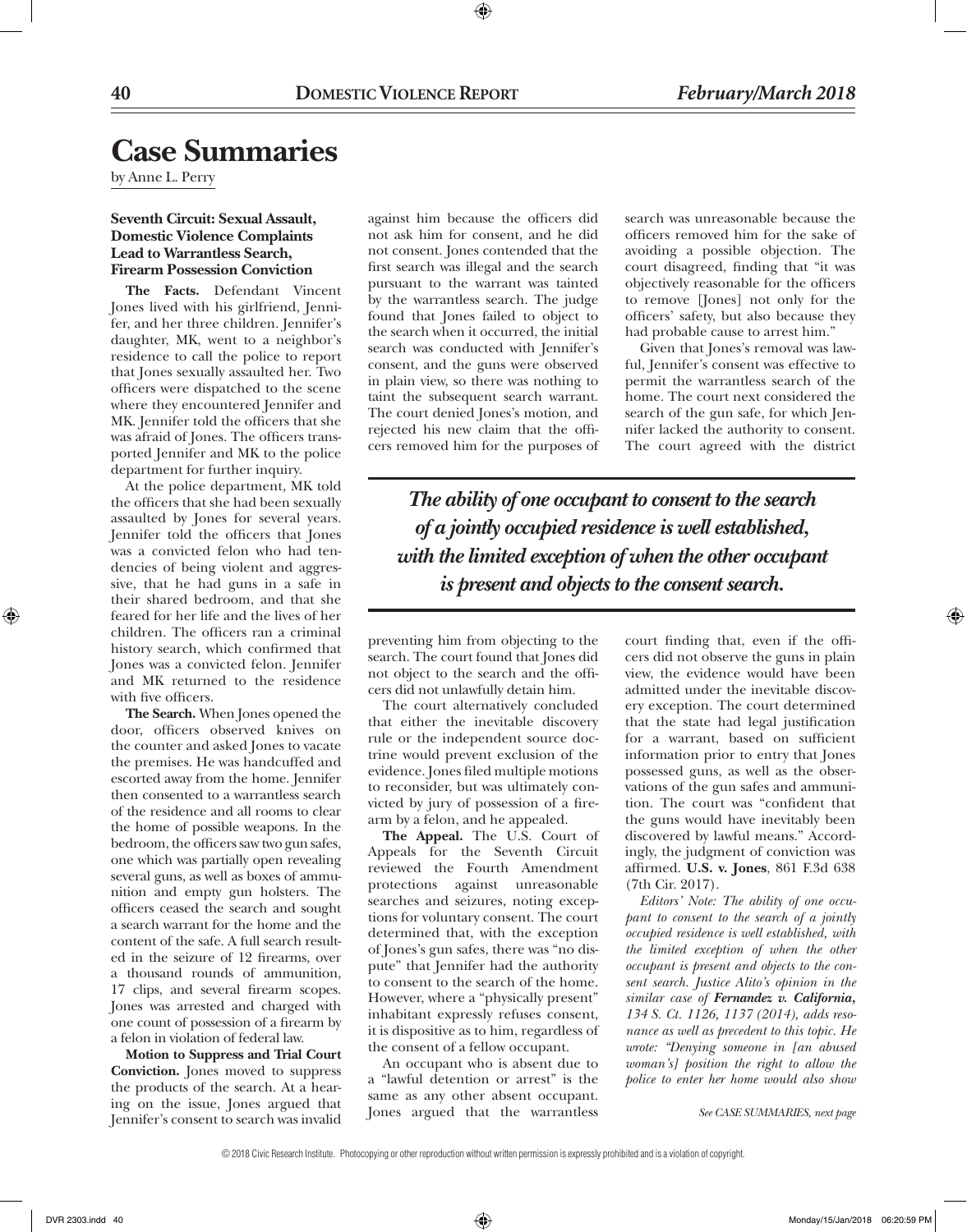# Case Summaries

by Anne L. Perry

### Seventh Circuit: Sexual Assault, Domestic Violence Complaints Lead to Warrantless Search, Firearm Possession Conviction

**The Facts.** Defendant Vincent Jones lived with his girlfriend, Jennifer, and her three children. Jennifer's daughter, MK, went to a neighbor's residence to call the police to report that Jones sexually assaulted her. Two officers were dispatched to the scene where they encountered Jennifer and MK. Jennifer told the officers that she was afraid of Jones. The officers transported Jennifer and MK to the police department for further inquiry.

At the police department, MK told the officers that she had been sexually assaulted by Jones for several years. Jennifer told the officers that Jones was a convicted felon who had tendencies of being violent and aggressive, that he had guns in a safe in their shared bedroom, and that she feared for her life and the lives of her children. The officers ran a criminal history search, which confirmed that Jones was a convicted felon. Jennifer and MK returned to the residence with five officers.

**The Search.** When Jones opened the door, officers observed knives on the counter and asked Jones to vacate the premises. He was handcuffed and escorted away from the home. Jennifer then consented to a warrantless search of the residence and all rooms to clear the home of possible weapons. In the bedroom, the officers saw two gun safes, one which was partially open revealing several guns, as well as boxes of ammunition and empty gun holsters. The officers ceased the search and sought a search warrant for the home and the content of the safe. A full search resulted in the seizure of 12 firearms, over a thousand rounds of ammunition, 17 clips, and several firearm scopes. Jones was arrested and charged with one count of possession of a firearm by a felon in violation of federal law.

**Motion to Suppress and Trial Court Conviction.** Jones moved to suppress the products of the search. At a hearing on the issue, Jones argued that Jennifer's consent to search was invalid against him because the officers did not ask him for consent, and he did not consent. Jones contended that the first search was illegal and the search pursuant to the warrant was tainted by the warrantless search. The judge found that Jones failed to object to the search when it occurred, the initial search was conducted with Jennifer's consent, and the guns were observed in plain view, so there was nothing to taint the subsequent search warrant. The court denied Jones's motion, and rejected his new claim that the officers removed him for the purposes of preventing him from objecting to the search. The court found that Jones did not object to the search and the officers did not unlawfully detain him.

The court alternatively concluded that either the inevitable discovery rule or the independent source doctrine would prevent exclusion of the evidence. Jones filed multiple motions to reconsider, but was ultimately convicted by jury of possession of a firearm by a felon, and he appealed.

**The Appeal.** The U.S. Court of Appeals for the Seventh Circuit reviewed the Fourth Amendment protections against unreasonable searches and seizures, noting exceptions for voluntary consent. The court determined that, with the exception of Jones's gun safes, there was "no dispute" that Jennifer had the authority to consent to the search of the home. However, where a "physically present" inhabitant expressly refuses consent, it is dispositive as to him, regardless of the consent of a fellow occupant.

An occupant who is absent due to a "lawful detention or arrest" is the same as any other absent occupant. Jones argued that the warrantless search was unreasonable because the officers removed him for the sake of avoiding a possible objection. The court disagreed, finding that "it was objectively reasonable for the officers to remove [Jones] not only for the officers' safety, but also because they had probable cause to arrest him."

Given that Jones's removal was lawful, Jennifer's consent was effective to permit the warrantless search of the home. The court next considered the search of the gun safe, for which Jennifer lacked the authority to consent. The court agreed with the district court finding that, even if the officers did not observe the guns in plain view, the evidence would have been admitted under the inevitable discovery exception. The court determined that the state had legal justification for a warrant, based on sufficient information prior to entry that Jones possessed guns, as well as the observations of the gun safes and ammunition. The court was "confident that the guns would have inevitably been discovered by lawful means." Accordingly, the judgment of conviction was affirmed. **U.S. v. Jones**, 861 F.3d 638 (7th Cir. 2017).

> ***The ability of one occupant to consent to the search of a jointly occupied residence is well established, with the limited exception of when the other occupant is present and objects to the consent search.***

*Editors' Note: The ability of one occupant to consent to the search of a jointly occupied residence is well established, with the limited exception of when the other occupant is present and objects to the consent search. Justice Alito's opinion in the similar case of **Fernandez v. California**, 134 S. Ct. 1126, 1137 (2014), adds resonance as well as precedent to this topic. He wrote: "Denying someone in [an abused woman's] position the right to allow the police to enter her home would also show*

*See CASE SUMMARIES, next page*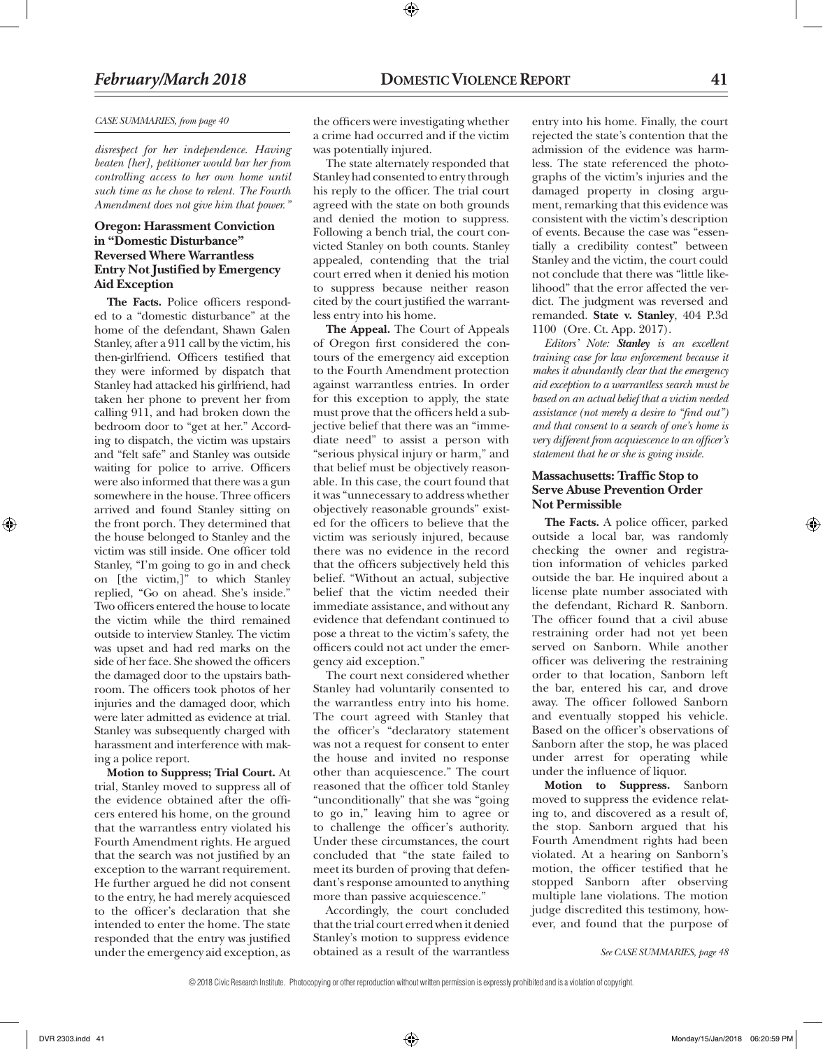*CASE SUMMARIES, from page 40*

*disrespect for her independence. Having beaten [her], petitioner would bar her from controlling access to her own home until such time as he chose to relent. The Fourth Amendment does not give him that power."*

### Oregon: Harassment Conviction in "Domestic Disturbance" Reversed Where Warrantless Entry Not Justified by Emergency Aid Exception

**The Facts.** Police officers responded to a "domestic disturbance" at the home of the defendant, Shawn Galen Stanley, after a 911 call by the victim, his then-girlfriend. Officers testified that they were informed by dispatch that Stanley had attacked his girlfriend, had taken her phone to prevent her from calling 911, and had broken down the bedroom door to "get at her." According to dispatch, the victim was upstairs and "felt safe" and Stanley was outside waiting for police to arrive. Officers were also informed that there was a gun somewhere in the house. Three officers arrived and found Stanley sitting on the front porch. They determined that the house belonged to Stanley and the victim was still inside. One officer told Stanley, "I'm going to go in and check on [the victim,]" to which Stanley replied, "Go on ahead. She's inside." Two officers entered the house to locate the victim while the third remained outside to interview Stanley. The victim was upset and had red marks on the side of her face. She showed the officers the damaged door to the upstairs bathroom. The officers took photos of her injuries and the damaged door, which were later admitted as evidence at trial. Stanley was subsequently charged with harassment and interference with making a police report.

**Motion to Suppress; Trial Court.** At trial, Stanley moved to suppress all of the evidence obtained after the officers entered his home, on the ground that the warrantless entry violated his Fourth Amendment rights. He argued that the search was not justified by an exception to the warrant requirement. He further argued he did not consent to the entry, he had merely acquiesced to the officer's declaration that she intended to enter the home. The state responded that the entry was justified under the emergency aid exception, as the officers were investigating whether a crime had occurred and if the victim was potentially injured.

The state alternately responded that Stanley had consented to entry through his reply to the officer. The trial court agreed with the state on both grounds and denied the motion to suppress. Following a bench trial, the court convicted Stanley on both counts. Stanley appealed, contending that the trial court erred when it denied his motion to suppress because neither reason cited by the court justified the warrantless entry into his home.

**The Appeal.** The Court of Appeals of Oregon first considered the contours of the emergency aid exception to the Fourth Amendment protection against warrantless entries. In order for this exception to apply, the state must prove that the officers held a subjective belief that there was an "immediate need" to assist a person with "serious physical injury or harm," and that belief must be objectively reasonable. In this case, the court found that it was "unnecessary to address whether objectively reasonable grounds" existed for the officers to believe that the victim was seriously injured, because there was no evidence in the record that the officers subjectively held this belief. "Without an actual, subjective belief that the victim needed their immediate assistance, and without any evidence that defendant continued to pose a threat to the victim's safety, the officers could not act under the emergency aid exception."

The court next considered whether Stanley had voluntarily consented to the warrantless entry into his home. The court agreed with Stanley that the officer's "declaratory statement was not a request for consent to enter the house and invited no response other than acquiescence." The court reasoned that the officer told Stanley "unconditionally" that she was "going to go in," leaving him to agree or to challenge the officer's authority. Under these circumstances, the court concluded that "the state failed to meet its burden of proving that defendant's response amounted to anything more than passive acquiescence."

Accordingly, the court concluded that the trial court erred when it denied Stanley's motion to suppress evidence obtained as a result of the warrantless entry into his home. Finally, the court rejected the state's contention that the admission of the evidence was harmless. The state referenced the photographs of the victim's injuries and the damaged property in closing argument, remarking that this evidence was consistent with the victim's description of events. Because the case was "essentially a credibility contest" between Stanley and the victim, the court could not conclude that there was "little likelihood" that the error affected the verdict. The judgment was reversed and remanded. **State v. Stanley**, 404 P.3d 1100 (Ore. Ct. App. 2017).

*Editors' Note: **Stanley** is an excellent training case for law enforcement because it makes it abundantly clear that the emergency aid exception to a warrantless search must be based on an actual belief that a victim needed assistance (not merely a desire to "find out") and that consent to a search of one's home is very different from acquiescence to an officer's statement that he or she is going inside.*

### Massachusetts: Traffic Stop to Serve Abuse Prevention Order Not Permissible

**The Facts.** A police officer, parked outside a local bar, was randomly checking the owner and registration information of vehicles parked outside the bar. He inquired about a license plate number associated with the defendant, Richard R. Sanborn. The officer found that a civil abuse restraining order had not yet been served on Sanborn. While another officer was delivering the restraining order to that location, Sanborn left the bar, entered his car, and drove away. The officer followed Sanborn and eventually stopped his vehicle. Based on the officer's observations of Sanborn after the stop, he was placed under arrest for operating while under the influence of liquor.

**Motion to Suppress.** Sanborn moved to suppress the evidence relating to, and discovered as a result of, the stop. Sanborn argued that his Fourth Amendment rights had been violated. At a hearing on Sanborn's motion, the officer testified that he stopped Sanborn after observing multiple lane violations. The motion judge discredited this testimony, however, and found that the purpose of

*See CASE SUMMARIES, page 48*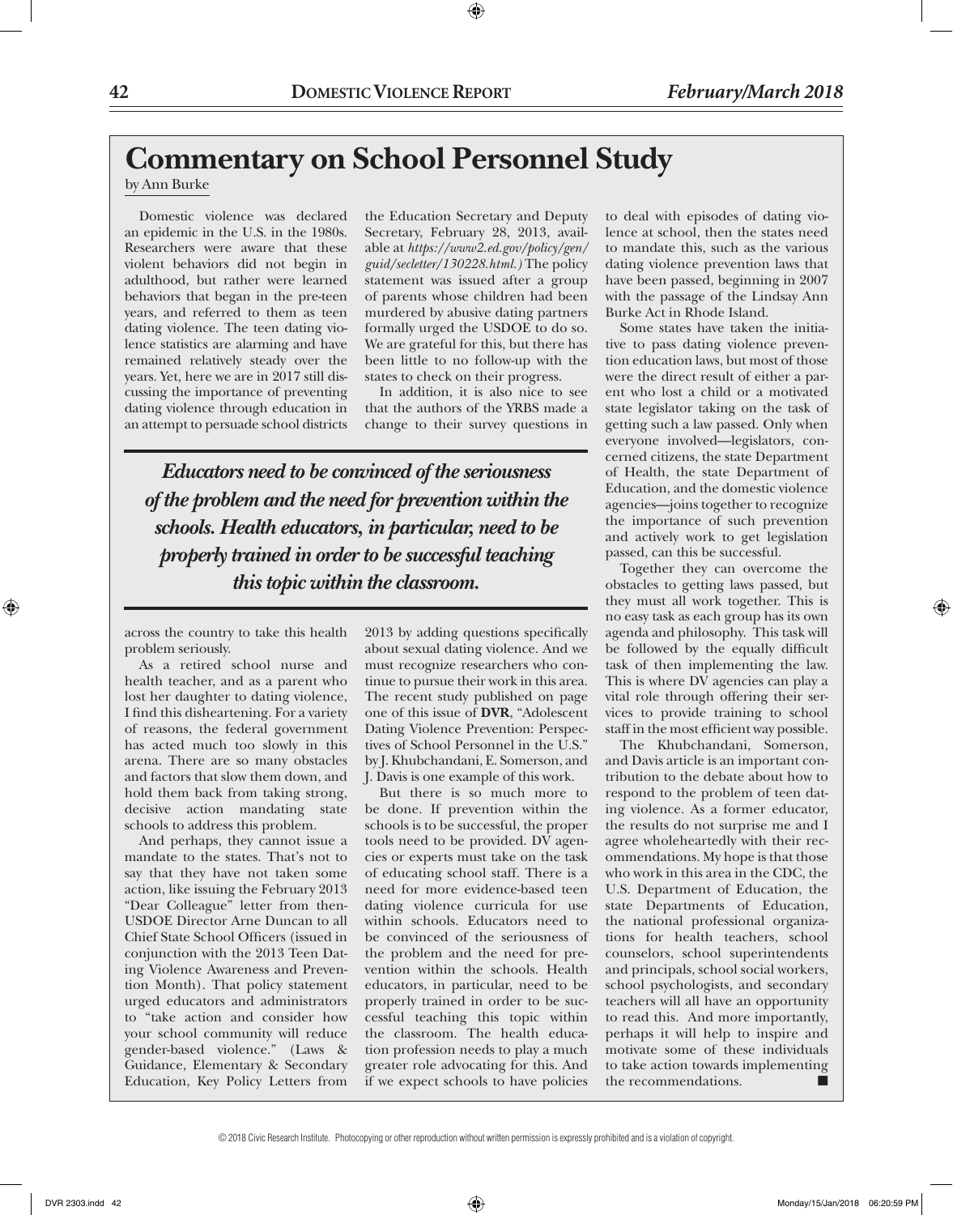# Commentary on School Personnel Study

by Ann Burke

Domestic violence was declared an epidemic in the U.S. in the 1980s. Researchers were aware that these violent behaviors did not begin in adulthood, but rather were learned behaviors that began in the pre-teen years, and referred to them as teen dating violence. The teen dating violence statistics are alarming and have remained relatively steady over the years. Yet, here we are in 2017 still discussing the importance of preventing dating violence through education in an attempt to persuade school districts across the country to take this health problem seriously.

As a retired school nurse and health teacher, and as a parent who lost her daughter to dating violence, I find this disheartening. For a variety of reasons, the federal government has acted much too slowly in this arena. There are so many obstacles and factors that slow them down, and hold them back from taking strong, decisive action mandating state schools to address this problem.

And perhaps, they cannot issue a mandate to the states. That's not to say that they have not taken some action, like issuing the February 2013 "Dear Colleague" letter from then-USDOE Director Arne Duncan to all Chief State School Officers (issued in conjunction with the 2013 Teen Dating Violence Awareness and Prevention Month). That policy statement urged educators and administrators to "take action and consider how your school community will reduce gender-based violence." (Laws & Guidance, Elementary & Secondary Education, Key Policy Letters from the Education Secretary and Deputy Secretary, February 28, 2013, available at *https://www2.ed.gov/policy/gen/guid/secletter/130228.html.*) The policy statement was issued after a group of parents whose children had been murdered by abusive dating partners formally urged the USDOE to do so. We are grateful for this, but there has been little to no follow-up with the states to check on their progress.

In addition, it is also nice to see that the authors of the YRBS made a change to their survey questions in 2013 by adding questions specifically about sexual dating violence. And we must recognize researchers who continue to pursue their work in this area. The recent study published on page one of this issue of **DVR**, "Adolescent Dating Violence Prevention: Perspectives of School Personnel in the U.S." by J. Khubchandani, E. Somerson, and J. Davis is one example of this work.

> ***Educators need to be convinced of the seriousness of the problem and the need for prevention within the schools. Health educators, in particular, need to be properly trained in order to be successful teaching this topic within the classroom.***

But there is so much more to be done. If prevention within the schools is to be successful, the proper tools need to be provided. DV agencies or experts must take on the task of educating school staff. There is a need for more evidence-based teen dating violence curricula for use within schools. Educators need to be convinced of the seriousness of the problem and the need for prevention within the schools. Health educators, in particular, need to be properly trained in order to be successful teaching this topic within the classroom. The health education profession needs to play a much greater role advocating for this. And if we expect schools to have policies to deal with episodes of dating violence at school, then the states need to mandate this, such as the various dating violence prevention laws that have been passed, beginning in 2007 with the passage of the Lindsay Ann Burke Act in Rhode Island.

Some states have taken the initiative to pass dating violence prevention education laws, but most of those were the direct result of either a parent who lost a child or a motivated state legislator taking on the task of getting such a law passed. Only when everyone involved—legislators, concerned citizens, the state Department of Health, the state Department of Education, and the domestic violence agencies—joins together to recognize the importance of such prevention and actively work to get legislation passed, can this be successful.

Together they can overcome the obstacles to getting laws passed, but they must all work together. This is no easy task as each group has its own agenda and philosophy. This task will be followed by the equally difficult task of then implementing the law. This is where DV agencies can play a vital role through offering their services to provide training to school staff in the most efficient way possible.

The Khubchandani, Somerson, and Davis article is an important contribution to the debate about how to respond to the problem of teen dating violence. As a former educator, the results do not surprise me and I agree wholeheartedly with their recommendations. My hope is that those who work in this area in the CDC, the U.S. Department of Education, the state Departments of Education, the national professional organizations for health teachers, school counselors, school superintendents and principals, school social workers, school psychologists, and secondary teachers will all have an opportunity to read this. And more importantly, perhaps it will help to inspire and motivate some of these individuals to take action towards implementing the recommendations. ■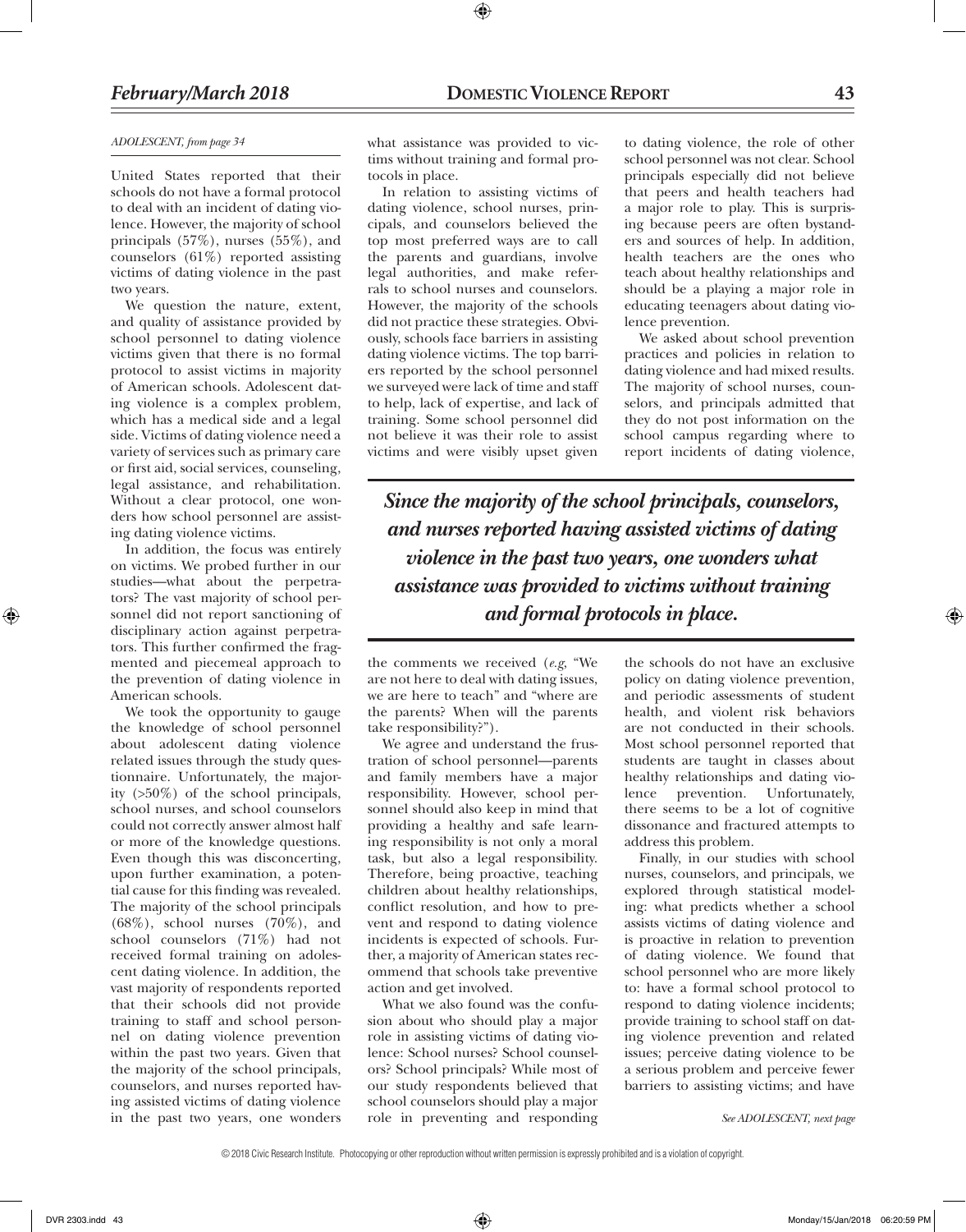*ADOLESCENT, from page 34*

United States reported that their schools do not have a formal protocol to deal with an incident of dating violence. However, the majority of school principals (57%), nurses (55%), and counselors (61%) reported assisting victims of dating violence in the past two years.

We question the nature, extent, and quality of assistance provided by school personnel to dating violence victims given that there is no formal protocol to assist victims in majority of American schools. Adolescent dating violence is a complex problem, which has a medical side and a legal side. Victims of dating violence need a variety of services such as primary care or first aid, social services, counseling, legal assistance, and rehabilitation. Without a clear protocol, one wonders how school personnel are assisting dating violence victims.

In addition, the focus was entirely on victims. We probed further in our studies—what about the perpetrators? The vast majority of school personnel did not report sanctioning of disciplinary action against perpetrators. This further confirmed the fragmented and piecemeal approach to the prevention of dating violence in American schools.

We took the opportunity to gauge the knowledge of school personnel about adolescent dating violence related issues through the study questionnaire. Unfortunately, the majority (>50%) of the school principals, school nurses, and school counselors could not correctly answer almost half or more of the knowledge questions. Even though this was disconcerting, upon further examination, a potential cause for this finding was revealed. The majority of the school principals (68%), school nurses (70%), and school counselors (71%) had not received formal training on adolescent dating violence. In addition, the vast majority of respondents reported that their schools did not provide training to staff and school personnel on dating violence prevention within the past two years. Given that the majority of the school principals, counselors, and nurses reported having assisted victims of dating violence in the past two years, one wonders what assistance was provided to victims without training and formal protocols in place.

In relation to assisting victims of dating violence, school nurses, principals, and counselors believed the top most preferred ways are to call the parents and guardians, involve legal authorities, and make referrals to school nurses and counselors. However, the majority of the schools did not practice these strategies. Obviously, schools face barriers in assisting dating violence victims. The top barriers reported by the school personnel we surveyed were lack of time and staff to help, lack of expertise, and lack of training. Some school personnel did not believe it was their role to assist victims and were visibly upset given the comments we received (*e.g*, "We are not here to deal with dating issues, we are here to teach" and "where are the parents? When will the parents take responsibility?").

We agree and understand the frustration of school personnel—parents and family members have a major responsibility. However, school personnel should also keep in mind that providing a healthy and safe learning responsibility is not only a moral task, but also a legal responsibility. Therefore, being proactive, teaching children about healthy relationships, conflict resolution, and how to prevent and respond to dating violence incidents is expected of schools. Further, a majority of American states recommend that schools take preventive action and get involved.

What we also found was the confusion about who should play a major role in assisting victims of dating violence: School nurses? School counselors? School principals? While most of our study respondents believed that school counselors should play a major role in preventing and responding to dating violence, the role of other school personnel was not clear. School principals especially did not believe that peers and health teachers had a major role to play. This is surprising because peers are often bystanders and sources of help. In addition, health teachers are the ones who teach about healthy relationships and should be a playing a major role in educating teenagers about dating violence prevention.

We asked about school prevention practices and policies in relation to dating violence and had mixed results. The majority of school nurses, counselors, and principals admitted that they do not post information on the school campus regarding where to report incidents of dating violence, the schools do not have an exclusive policy on dating violence prevention, and periodic assessments of student health, and violent risk behaviors are not conducted in their schools. Most school personnel reported that students are taught in classes about healthy relationships and dating violence prevention. Unfortunately, there seems to be a lot of cognitive dissonance and fractured attempts to address this problem.

Finally, in our studies with school nurses, counselors, and principals, we explored through statistical modeling: what predicts whether a school assists victims of dating violence and is proactive in relation to prevention of dating violence. We found that school personnel who are more likely to: have a formal school protocol to respond to dating violence incidents; provide training to school staff on dating violence prevention and related issues; perceive dating violence to be a serious problem and perceive fewer barriers to assisting victims; and have

> ***Since the majority of the school principals, counselors, and nurses reported having assisted victims of dating violence in the past two years, one wonders what assistance was provided to victims without training and formal protocols in place.***

*See ADOLESCENT, next page*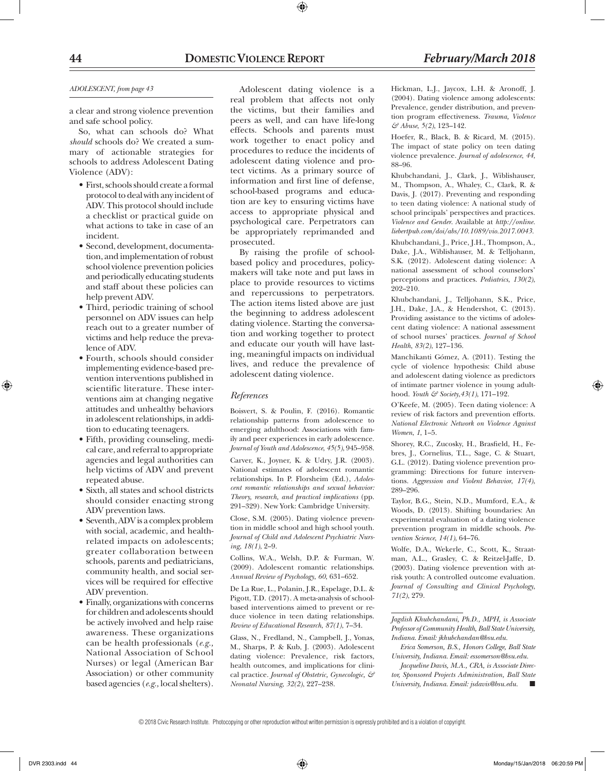*ADOLESCENT, from page 43*

a clear and strong violence prevention and safe school policy.

So, what can schools do? What *should* schools do? We created a summary of actionable strategies for schools to address Adolescent Dating Violence (ADV):

- First, schools should create a formal protocol to deal with any incident of ADV. This protocol should include a checklist or practical guide on what actions to take in case of an incident.
- Second, development, documentation, and implementation of robust school violence prevention policies and periodically educating students and staff about these policies can help prevent ADV.
- Third, periodic training of school personnel on ADV issues can help reach out to a greater number of victims and help reduce the prevalence of ADV.
- Fourth, schools should consider implementing evidence-based prevention interventions published in scientific literature. These interventions aim at changing negative attitudes and unhealthy behaviors in adolescent relationships, in addition to educating teenagers.
- Fifth, providing counseling, medical care, and referral to appropriate agencies and legal authorities can help victims of ADV and prevent repeated abuse.
- Sixth, all states and school districts should consider enacting strong ADV prevention laws.
- Seventh, ADV is a complex problem with social, academic, and health-related impacts on adolescents; greater collaboration between schools, parents and pediatricians, community health, and social services will be required for effective ADV prevention.
- Finally, organizations with concerns for children and adolescents should be actively involved and help raise awareness. These organizations can be health professionals (*e.g.*, National Association of School Nurses) or legal (American Bar Association) or other community based agencies (*e.g.*, local shelters).

Adolescent dating violence is a real problem that affects not only the victims, but their families and peers as well, and can have life-long effects. Schools and parents must work together to enact policy and procedures to reduce the incidents of adolescent dating violence and protect victims. As a primary source of information and first line of defense, school-based programs and education are key to ensuring victims have access to appropriate physical and psychological care. Perpetrators can be appropriately reprimanded and prosecuted.

By raising the profile of school-based policy and procedures, policymakers will take note and put laws in place to provide resources to victims and repercussions to perpetrators. The action items listed above are just the beginning to address adolescent dating violence. Starting the conversation and working together to protect and educate our youth will have lasting, meaningful impacts on individual lives, and reduce the prevalence of adolescent dating violence.

### *References*

Boisvert, S. & Poulin, F. (2016). Romantic relationship patterns from adolescence to emerging adulthood: Associations with family and peer experiences in early adolescence. *Journal of Youth and Adolescence, 45(5)*, 945–958.

Carver, K., Joyner, K. & Udry, J.R. (2003). National estimates of adolescent romantic relationships. In P. Florsheim (Ed.), *Adolescent romantic relationships and sexual behavior: Theory, research, and practical implications* (pp. 291–329). New York: Cambridge University.

Close, S.M. (2005). Dating violence prevention in middle school and high school youth. *Journal of Child and Adolescent Psychiatric Nursing, 18(1)*, 2–9.

Collins, W.A., Welsh, D.P. & Furman, W. (2009). Adolescent romantic relationships. *Annual Review of Psychology, 60*, 631–652.

De La Rue, L., Polanin, J.R., Espelage, D.L. & Pigott, T.D. (2017). A meta-analysis of school-based interventions aimed to prevent or reduce violence in teen dating relationships. *Review of Educational Research, 87(1)*, 7–34.

Glass, N., Fredland, N., Campbell, J., Yonas, M., Sharps, P. & Kub, J. (2003). Adolescent dating violence: Prevalence, risk factors, health outcomes, and implications for clinical practice. *Journal of Obstetric, Gynecologic, & Neonatal Nursing, 32(2)*, 227–238.

Hickman, L.J., Jaycox, L.H. & Aronoff, J. (2004). Dating violence among adolescents: Prevalence, gender distribution, and prevention program effectiveness. *Trauma, Violence & Abuse, 5(2)*, 123–142.

Hoefer, R., Black, B. & Ricard, M. (2015). The impact of state policy on teen dating violence prevalence. *Journal of adolescence, 44*, 88–96.

Khubchandani, J., Clark, J., Wiblishauser, M., Thompson, A., Whaley, C., Clark, R. & Davis, J. (2017). Preventing and responding to teen dating violence: A national study of school principals' perspectives and practices. *Violence and Gender*. Available at *http://online.liebertpub.com/doi/abs/10.1089/vio.2017.0043.*

Khubchandani, J., Price, J.H., Thompson, A., Dake, J.A., Wiblishauser, M. & Telljohann, S.K. (2012). Adolescent dating violence: A national assessment of school counselors' perceptions and practices. *Pediatrics, 130(2)*, 202–210.

Khubchandani, J., Telljohann, S.K., Price, J.H., Dake, J.A., & Hendershot, C. (2013). Providing assistance to the victims of adolescent dating violence: A national assessment of school nurses' practices. *Journal of School Health, 83(2)*, 127–136.

Manchikanti Gómez, A. (2011). Testing the cycle of violence hypothesis: Child abuse and adolescent dating violence as predictors of intimate partner violence in young adulthood. *Youth & Society, 43(1)*, 171–192.

O'Keefe, M. (2005). Teen dating violence: A review of risk factors and prevention efforts. *National Electronic Network on Violence Against Women, 1*, 1–5.

Shorey, R.C., Zucosky, H., Brasfield, H., Febres, J., Cornelius, T.L., Sage, C. & Stuart, G.L. (2012). Dating violence prevention programming: Directions for future interventions. *Aggression and Violent Behavior, 17(4)*, 289–296.

Taylor, B.G., Stein, N.D., Mumford, E.A., & Woods, D. (2013). Shifting boundaries: An experimental evaluation of a dating violence prevention program in middle schools. *Prevention Science, 14(1)*, 64–76.

Wolfe, D.A., Wekerle, C., Scott, K., Straatman, A.L., Grasley, C. & Reitzel-Jaffe, D. (2003). Dating violence prevention with at-risk youth: A controlled outcome evaluation. *Journal of Consulting and Clinical Psychology, 71(2)*, 279.

---

*Jagdish Khubchandani, Ph.D., MPH, is Associate Professor of Community Health, Ball State University, Indiana. Email: jkhubchandan@bsu.edu.*

*Erica Somerson, B.S., Honors College, Ball State University, Indiana. Email: essomerson@bsu.edu.*

*Jacqueline Davis, M.A., CRA, is Associate Director, Sponsored Projects Administration, Ball State University, Indiana. Email: jsdavis@bsu.edu.* ■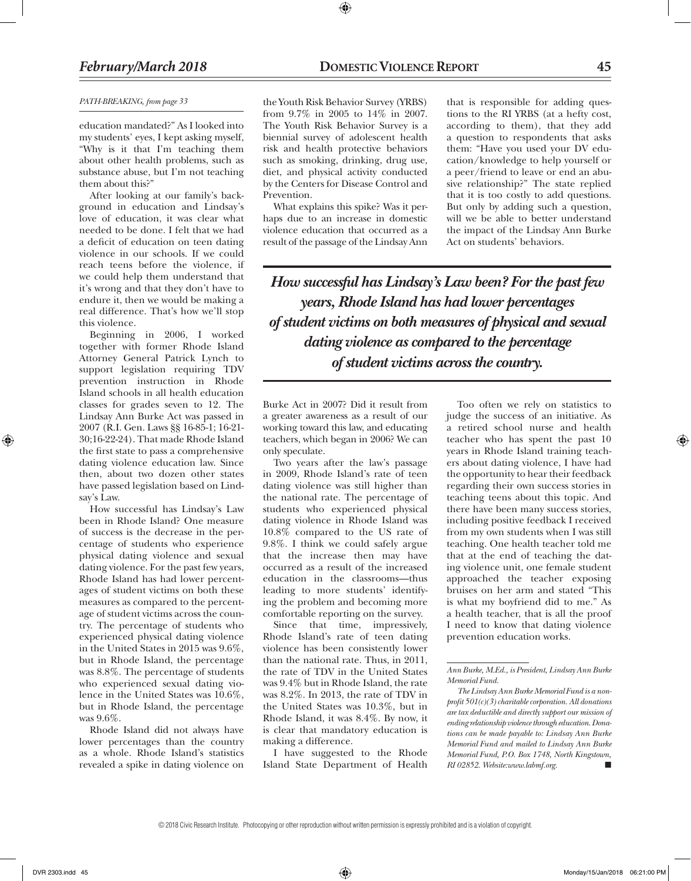*PATH-BREAKING, from page 33*

education mandated?" As I looked into my students' eyes, I kept asking myself, "Why is it that I'm teaching them about other health problems, such as substance abuse, but I'm not teaching them about this?"

After looking at our family's background in education and Lindsay's love of education, it was clear what needed to be done. I felt that we had a deficit of education on teen dating violence in our schools. If we could reach teens before the violence, if we could help them understand that it's wrong and that they don't have to endure it, then we would be making a real difference. That's how we'll stop this violence.

Beginning in 2006, I worked together with former Rhode Island Attorney General Patrick Lynch to support legislation requiring TDV prevention instruction in Rhode Island schools in all health education classes for grades seven to 12. The Lindsay Ann Burke Act was passed in 2007 (R.I. Gen. Laws §§ 16-85-1; 16-21-30;16-22-24). That made Rhode Island the first state to pass a comprehensive dating violence education law. Since then, about two dozen other states have passed legislation based on Lindsay's Law.

How successful has Lindsay's Law been in Rhode Island? One measure of success is the decrease in the percentage of students who experience physical dating violence and sexual dating violence. For the past few years, Rhode Island has had lower percentages of student victims on both these measures as compared to the percentage of student victims across the country. The percentage of students who experienced physical dating violence in the United States in 2015 was 9.6%, but in Rhode Island, the percentage was 8.8%. The percentage of students who experienced sexual dating violence in the United States was 10.6%, but in Rhode Island, the percentage was 9.6%.

Rhode Island did not always have lower percentages than the country as a whole. Rhode Island's statistics revealed a spike in dating violence on the Youth Risk Behavior Survey (YRBS) from 9.7% in 2005 to 14% in 2007. The Youth Risk Behavior Survey is a biennial survey of adolescent health risk and health protective behaviors such as smoking, drinking, drug use, diet, and physical activity conducted by the Centers for Disease Control and Prevention.

What explains this spike? Was it perhaps due to an increase in domestic violence education that occurred as a result of the passage of the Lindsay Ann Burke Act in 2007? Did it result from a greater awareness as a result of our working toward this law, and educating teachers, which began in 2006? We can only speculate.

Two years after the law's passage in 2009, Rhode Island's rate of teen dating violence was still higher than the national rate. The percentage of students who experienced physical dating violence in Rhode Island was 10.8% compared to the US rate of 9.8%. I think we could safely argue that the increase then may have occurred as a result of the increased education in the classrooms—thus leading to more students' identifying the problem and becoming more comfortable reporting on the survey.

Since that time, impressively, Rhode Island's rate of teen dating violence has been consistently lower than the national rate. Thus, in 2011, the rate of TDV in the United States was 9.4% but in Rhode Island, the rate was 8.2%. In 2013, the rate of TDV in the United States was 10.3%, but in Rhode Island, it was 8.4%. By now, it is clear that mandatory education is making a difference.

I have suggested to the Rhode Island State Department of Health that is responsible for adding questions to the RI YRBS (at a hefty cost, according to them), that they add a question to respondents that asks them: "Have you used your DV education/knowledge to help yourself or a peer/friend to leave or end an abusive relationship?" The state replied that it is too costly to add questions. But only by adding such a question, will we be able to better understand the impact of the Lindsay Ann Burke Act on students' behaviors.

***How successful has Lindsay's Law been? For the past few years, Rhode Island has had lower percentages of student victims on both measures of physical and sexual dating violence as compared to the percentage of student victims across the country.***

Too often we rely on statistics to judge the success of an initiative. As a retired school nurse and health teacher who has spent the past 10 years in Rhode Island training teachers about dating violence, I have had the opportunity to hear their feedback regarding their own success stories in teaching teens about this topic. And there have been many success stories, including positive feedback I received from my own students when I was still teaching. One health teacher told me that at the end of teaching the dating violence unit, one female student approached the teacher exposing bruises on her arm and stated "This is what my boyfriend did to me." As a health teacher, that is all the proof I need to know that dating violence prevention education works.

---

*Ann Burke, M.Ed., is President, Lindsay Ann Burke Memorial Fund.*

*The Lindsay Ann Burke Memorial Fund is a nonprofit 501(c)(3) charitable corporation. All donations are tax deductible and directly support our mission of ending relationship violence through education. Donations can be made payable to: Lindsay Ann Burke Memorial Fund and mailed to Lindsay Ann Burke Memorial Fund, P.O. Box 1748, North Kingstown, RI 02852. Website:www.labmf.org.* ■

© 2018 Civic Research Institute. Photocopying or other reproduction without written permission is expressly prohibited and is a violation of copyright.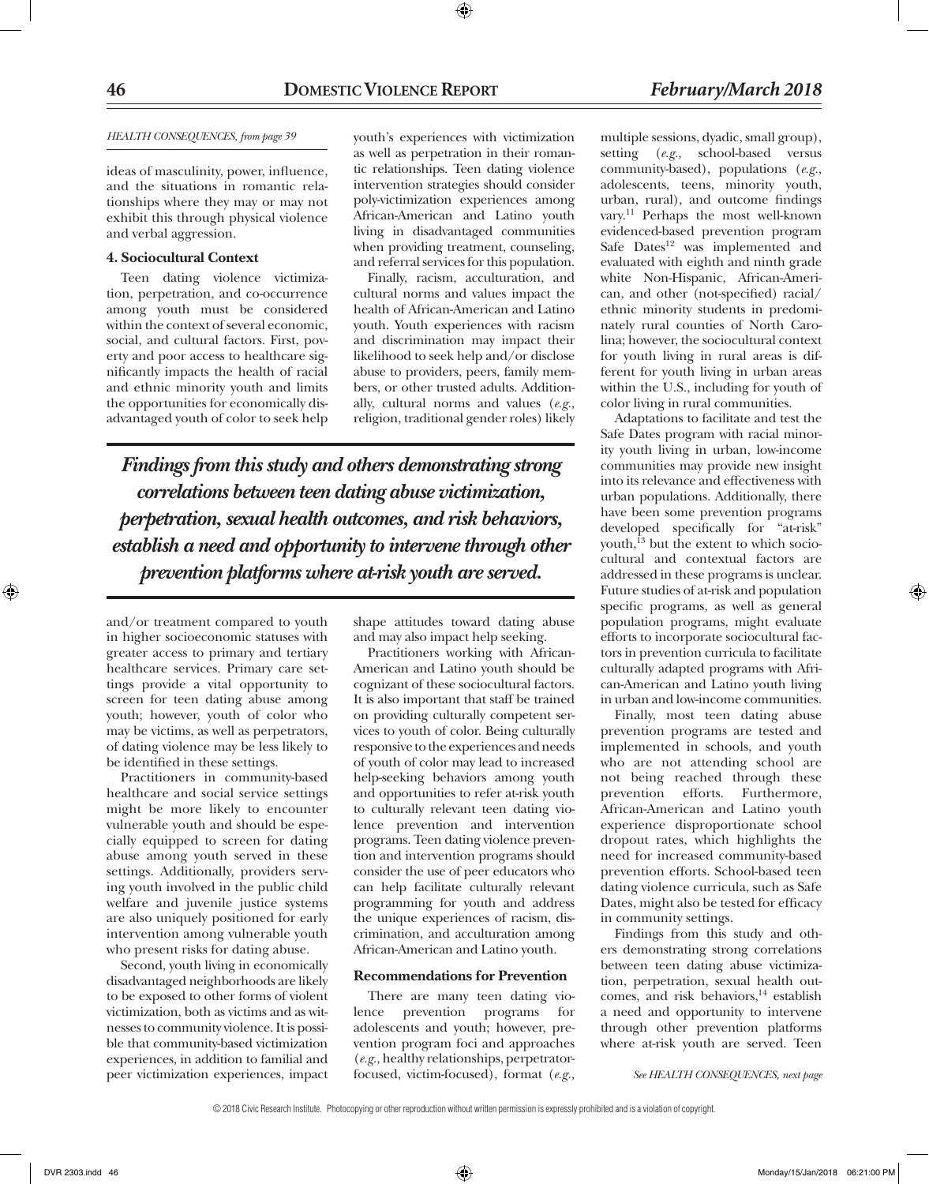*HEALTH CONSEQUENCES, from page 39*

ideas of masculinity, power, influence, and the situations in romantic relationships where they may or may not exhibit this through physical violence and verbal aggression.

**4. Sociocultural Context**

Teen dating violence victimization, perpetration, and co-occurrence among youth must be considered within the context of several economic, social, and cultural factors. First, poverty and poor access to healthcare significantly impacts the health of racial and ethnic minority youth and limits the opportunities for economically disadvantaged youth of color to seek help and/or treatment compared to youth in higher socioeconomic statuses with greater access to primary and tertiary healthcare services. Primary care settings provide a vital opportunity to screen for teen dating abuse among youth; however, youth of color who may be victims, as well as perpetrators, of dating violence may be less likely to be identified in these settings.

Practitioners in community-based healthcare and social service settings might be more likely to encounter vulnerable youth and should be especially equipped to screen for dating abuse among youth served in these settings. Additionally, providers serving youth involved in the public child welfare and juvenile justice systems are also uniquely positioned for early intervention among vulnerable youth who present risks for dating abuse.

Second, youth living in economically disadvantaged neighborhoods are likely to be exposed to other forms of violent victimization, both as victims and as witnesses to community violence. It is possible that community-based victimization experiences, in addition to familial and peer victimization experiences, impact youth's experiences with victimization as well as perpetration in their romantic relationships. Teen dating violence intervention strategies should consider poly-victimization experiences among African-American and Latino youth living in disadvantaged communities when providing treatment, counseling, and referral services for this population.

Finally, racism, acculturation, and cultural norms and values impact the health of African-American and Latino youth. Youth experiences with racism and discrimination may impact their likelihood to seek help and/or disclose abuse to providers, peers, family members, or other trusted adults. Additionally, cultural norms and values (*e.g.*, religion, traditional gender roles) likely shape attitudes toward dating abuse and may also impact help seeking.

***Findings from this study and others demonstrating strong correlations between teen dating abuse victimization, perpetration, sexual health outcomes, and risk behaviors, establish a need and opportunity to intervene through other prevention platforms where at-risk youth are served.***

Practitioners working with African-American and Latino youth should be cognizant of these sociocultural factors. It is also important that staff be trained on providing culturally competent services to youth of color. Being culturally responsive to the experiences and needs of youth of color may lead to increased help-seeking behaviors among youth and opportunities to refer at-risk youth to culturally relevant teen dating violence prevention and intervention programs. Teen dating violence prevention and intervention programs should consider the use of peer educators who can help facilitate culturally relevant programming for youth and address the unique experiences of racism, discrimination, and acculturation among African-American and Latino youth.

**Recommendations for Prevention**

There are many teen dating violence prevention programs for adolescents and youth; however, prevention program foci and approaches (*e.g.*, healthy relationships, perpetrator-focused, victim-focused), format (*e.g.*, multiple sessions, dyadic, small group), setting (*e.g.*, school-based versus community-based), populations (*e.g.*, adolescents, teens, minority youth, urban, rural), and outcome findings vary.[11] Perhaps the most well-known evidenced-based prevention program Safe Dates[12] was implemented and evaluated with eighth and ninth grade white Non-Hispanic, African-American, and other (not-specified) racial/ethnic minority students in predominately rural counties of North Carolina; however, the sociocultural context for youth living in rural areas is different for youth living in urban areas within the U.S., including for youth of color living in rural communities.

Adaptations to facilitate and test the Safe Dates program with racial minority youth living in urban, low-income communities may provide new insight into its relevance and effectiveness with urban populations. Additionally, there have been some prevention programs developed specifically for "at-risk" youth,[13] but the extent to which sociocultural and contextual factors are addressed in these programs is unclear. Future studies of at-risk and population specific programs, as well as general population programs, might evaluate efforts to incorporate sociocultural factors in prevention curricula to facilitate culturally adapted programs with African-American and Latino youth living in urban and low-income communities.

Finally, most teen dating abuse prevention programs are tested and implemented in schools, and youth who are not attending school are not being reached through these prevention efforts. Furthermore, African-American and Latino youth experience disproportionate school dropout rates, which highlights the need for increased community-based prevention efforts. School-based teen dating violence curricula, such as Safe Dates, might also be tested for efficacy in community settings.

Findings from this study and others demonstrating strong correlations between teen dating abuse victimization, perpetration, sexual health outcomes, and risk behaviors,[14] establish a need and opportunity to intervene through other prevention platforms where at-risk youth are served. Teen

*See HEALTH CONSEQUENCES, next page*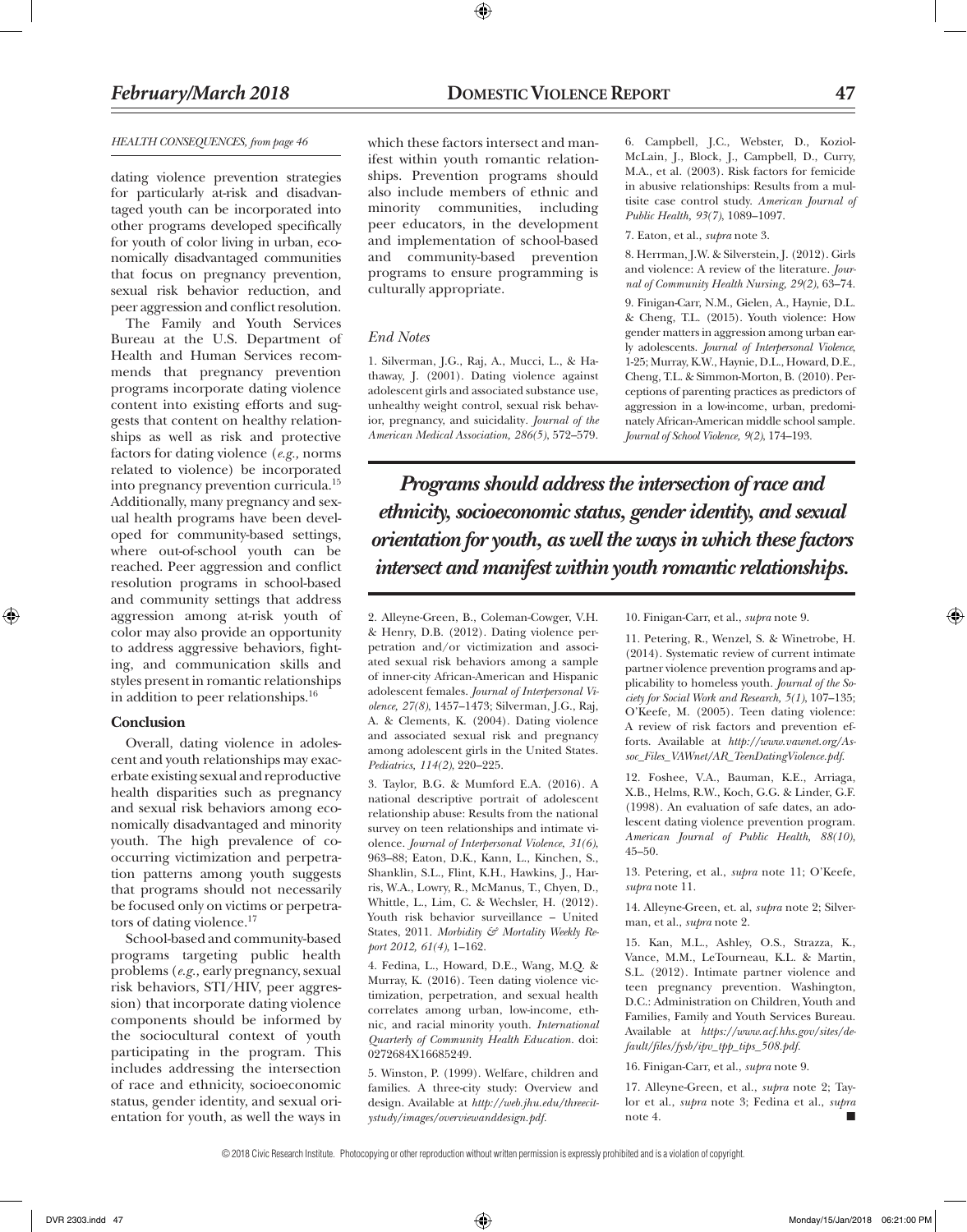*HEALTH CONSEQUENCES, from page 46*

dating violence prevention strategies for particularly at-risk and disadvantaged youth can be incorporated into other programs developed specifically for youth of color living in urban, economically disadvantaged communities that focus on pregnancy prevention, sexual risk behavior reduction, and peer aggression and conflict resolution.

The Family and Youth Services Bureau at the U.S. Department of Health and Human Services recommends that pregnancy prevention programs incorporate dating violence content into existing efforts and suggests that content on healthy relationships as well as risk and protective factors for dating violence (*e.g.,* norms related to violence) be incorporated into pregnancy prevention curricula.[15] Additionally, many pregnancy and sexual health programs have been developed for community-based settings, where out-of-school youth can be reached. Peer aggression and conflict resolution programs in school-based and community settings that address aggression among at-risk youth of color may also provide an opportunity to address aggressive behaviors, fighting, and communication skills and styles present in romantic relationships in addition to peer relationships.[16]

### Conclusion

Overall, dating violence in adolescent and youth relationships may exacerbate existing sexual and reproductive health disparities such as pregnancy and sexual risk behaviors among economically disadvantaged and minority youth. The high prevalence of co-occurring victimization and perpetration patterns among youth suggests that programs should not necessarily be focused only on victims or perpetrators of dating violence.[17]

School-based and community-based programs targeting public health problems (*e.g.,* early pregnancy, sexual risk behaviors, STI/HIV, peer aggression) that incorporate dating violence components should be informed by the sociocultural context of youth participating in the program. This includes addressing the intersection of race and ethnicity, socioeconomic status, gender identity, and sexual orientation for youth, as well the ways in which these factors intersect and manifest within youth romantic relationships. Prevention programs should also include members of ethnic and minority communities, including peer educators, in the development and implementation of school-based and community-based prevention programs to ensure programming is culturally appropriate.

***Programs should address the intersection of race and ethnicity, socioeconomic status, gender identity, and sexual orientation for youth, as well the ways in which these factors intersect and manifest within youth romantic relationships.***

### *End Notes*

1. Silverman, J.G., Raj, A., Mucci, L., & Hathaway, J. (2001). Dating violence against adolescent girls and associated substance use, unhealthy weight control, sexual risk behavior, pregnancy, and suicidality. *Journal of the American Medical Association, 286(5)*, 572–579.

2. Alleyne-Green, B., Coleman-Cowger, V.H. & Henry, D.B. (2012). Dating violence perpetration and/or victimization and associated sexual risk behaviors among a sample of inner-city African-American and Hispanic adolescent females. *Journal of Interpersonal Violence, 27(8)*, 1457–1473; Silverman, J.G., Raj, A. & Clements, K. (2004). Dating violence and associated sexual risk and pregnancy among adolescent girls in the United States. *Pediatrics, 114(2)*, 220–225.

3. Taylor, B.G. & Mumford E.A. (2016). A national descriptive portrait of adolescent relationship abuse: Results from the national survey on teen relationships and intimate violence. *Journal of Interpersonal Violence, 31(6)*, 963–88; Eaton, D.K., Kann, L., Kinchen, S., Shanklin, S.L., Flint, K.H., Hawkins, J., Harris, W.A., Lowry, R., McManus, T., Chyen, D., Whittle, L., Lim, C. & Wechsler, H. (2012). Youth risk behavior surveillance – United States, 2011. *Morbidity & Mortality Weekly Report 2012, 61(4)*, 1–162.

4. Fedina, L., Howard, D.E., Wang, M.Q. & Murray, K. (2016). Teen dating violence victimization, perpetration, and sexual health correlates among urban, low-income, ethnic, and racial minority youth. *International Quarterly of Community Health Education*. doi: 0272684X16685249.

5. Winston, P. (1999). Welfare, children and families. A three-city study: Overview and design. Available at *http://web.jhu.edu/threecitystudy/images/overviewanddesign.pdf*.

6. Campbell, J.C., Webster, D., Koziol-McLain, J., Block, J., Campbell, D., Curry, M.A., et al. (2003). Risk factors for femicide in abusive relationships: Results from a multisite case control study. *American Journal of Public Health, 93(7)*, 1089–1097.

7. Eaton, et al., *supra* note 3.

8. Herrman, J.W. & Silverstein, J. (2012). Girls and violence: A review of the literature. *Journal of Community Health Nursing, 29(2)*, 63–74.

9. Finigan-Carr, N.M., Gielen, A., Haynie, D.L. & Cheng, T.L. (2015). Youth violence: How gender matters in aggression among urban early adolescents. *Journal of Interpersonal Violence*, 1-25; Murray, K.W., Haynie, D.L., Howard, D.E., Cheng, T.L. & Simmon-Morton, B. (2010). Perceptions of parenting practices as predictors of aggression in a low-income, urban, predominately African-American middle school sample. *Journal of School Violence, 9(2)*, 174–193.

10. Finigan-Carr, et al., *supra* note 9.

11. Petering, R., Wenzel, S. & Winetrobe, H. (2014). Systematic review of current intimate partner violence prevention programs and applicability to homeless youth. *Journal of the Society for Social Work and Research, 5(1)*, 107–135; O'Keefe, M. (2005). Teen dating violence: A review of risk factors and prevention efforts. Available at *http://www.vawnet.org/Assoc_Files_VAWnet/AR_TeenDatingViolence.pdf*.

12. Foshee, V.A., Bauman, K.E., Arriaga, X.B., Helms, R.W., Koch, G.G. & Linder, G.F. (1998). An evaluation of safe dates, an adolescent dating violence prevention program. *American Journal of Public Health, 88(10)*, 45–50.

13. Petering, et al., *supra* note 11; O'Keefe, *supra* note 11.

14. Alleyne-Green, et. al, *supra* note 2; Silverman, et al., *supra* note 2.

15. Kan, M.L., Ashley, O.S., Strazza, K., Vance, M.M., LeTourneau, K.L. & Martin, S.L. (2012). Intimate partner violence and teen pregnancy prevention. Washington, D.C.: Administration on Children, Youth and Families, Family and Youth Services Bureau. Available at *https://www.acf.hhs.gov/sites/default/files/fysb/ipv_tpp_tips_508.pdf*.

16. Finigan-Carr, et al., *supra* note 9.

17. Alleyne-Green, et al., *supra* note 2; Taylor et al., *supra* note 3; Fedina et al., *supra* note 4. ■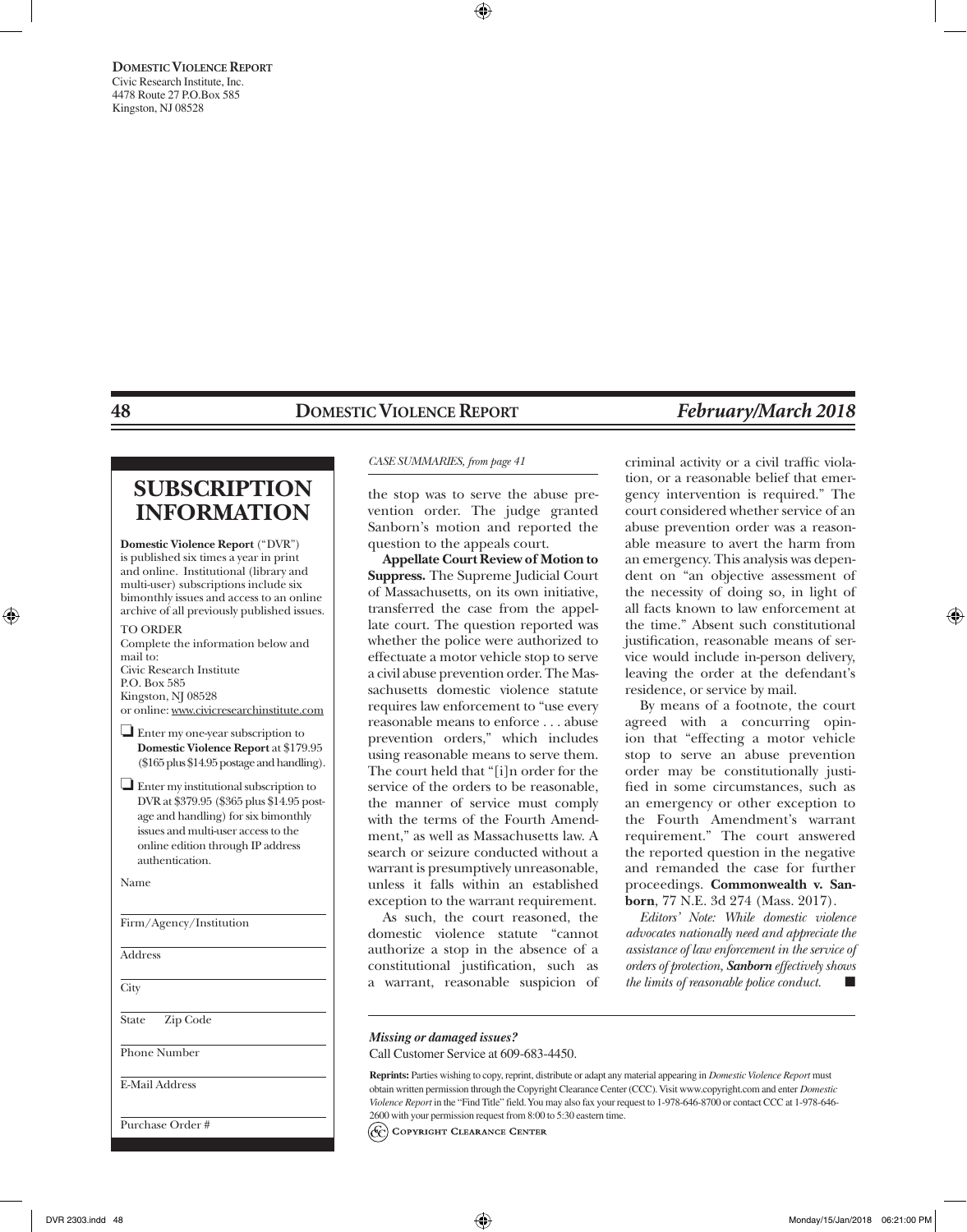**Domestic Violence Report**
Civic Research Institute, Inc.
4478 Route 27 P.O.Box 585
Kingston, NJ 08528

## SUBSCRIPTION INFORMATION

**Domestic Violence Report** ("DVR") is published six times a year in print and online. Institutional (library and multi-user) subscriptions include six bimonthly issues and access to an online archive of all previously published issues.

TO ORDER
Complete the information below and mail to:
Civic Research Institute
P.O. Box 585
Kingston, NJ 08528
or online: www.civicresearchinstitute.com

❑ Enter my one-year subscription to **Domestic Violence Report** at $179.95 ($165 plus $14.95 postage and handling).

❑ Enter my institutional subscription to DVR at $379.95 ($365 plus $14.95 postage and handling) for six bimonthly issues and multi-user access to the online edition through IP address authentication.

Name

Firm/Agency/Institution

Address

City

State Zip Code

Phone Number

E-Mail Address

Purchase Order #

*CASE SUMMARIES, from page 41*

the stop was to serve the abuse prevention order. The judge granted Sanborn's motion and reported the question to the appeals court.

**Appellate Court Review of Motion to Suppress.** The Supreme Judicial Court of Massachusetts, on its own initiative, transferred the case from the appellate court. The question reported was whether the police were authorized to effectuate a motor vehicle stop to serve a civil abuse prevention order. The Massachusetts domestic violence statute requires law enforcement to "use every reasonable means to enforce . . . abuse prevention orders," which includes using reasonable means to serve them. The court held that "[i]n order for the service of the orders to be reasonable, the manner of service must comply with the terms of the Fourth Amendment," as well as Massachusetts law. A search or seizure conducted without a warrant is presumptively unreasonable, unless it falls within an established exception to the warrant requirement.

As such, the court reasoned, the domestic violence statute "cannot authorize a stop in the absence of a constitutional justification, such as a warrant, reasonable suspicion of criminal activity or a civil traffic violation, or a reasonable belief that emergency intervention is required." The court considered whether service of an abuse prevention order was a reasonable measure to avert the harm from an emergency. This analysis was dependent on "an objective assessment of the necessity of doing so, in light of all facts known to law enforcement at the time." Absent such constitutional justification, reasonable means of service would include in-person delivery, leaving the order at the defendant's residence, or service by mail.

By means of a footnote, the court agreed with a concurring opinion that "effecting a motor vehicle stop to serve an abuse prevention order may be constitutionally justified in some circumstances, such as an emergency or other exception to the Fourth Amendment's warrant requirement." The court answered the reported question in the negative and remanded the case for further proceedings. **Commonwealth v. Sanborn**, 77 N.E. 3d 274 (Mass. 2017).

*Editors' Note: While domestic violence advocates nationally need and appreciate the assistance of law enforcement in the service of orders of protection,* ***Sanborn*** *effectively shows the limits of reasonable police conduct.* ■

***Missing or damaged issues?***
Call Customer Service at 609-683-4450.

**Reprints:** Parties wishing to copy, reprint, distribute or adapt any material appearing in *Domestic Violence Report* must obtain written permission through the Copyright Clearance Center (CCC). Visit www.copyright.com and enter *Domestic Violence Report* in the "Find Title" field. You may also fax your request to 1-978-646-8700 or contact CCC at 1-978-646-2600 with your permission request from 8:00 to 5:30 eastern time.

COPYRIGHT CLEARANCE CENTER